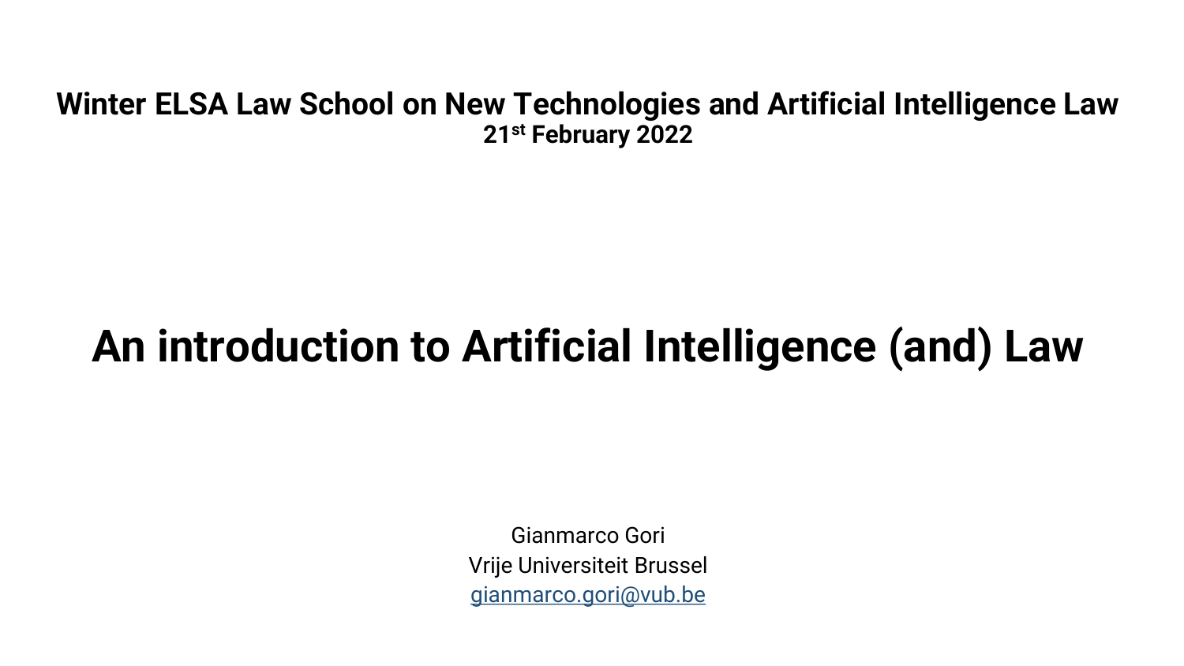**Winter ELSA Law School on New Technologies and Artificial Intelligence Law**
**21st February 2022**

# An introduction to Artificial Intelligence (and) Law

Gianmarco Gori
Vrije Universiteit Brussel
gianmarco.gori@vub.be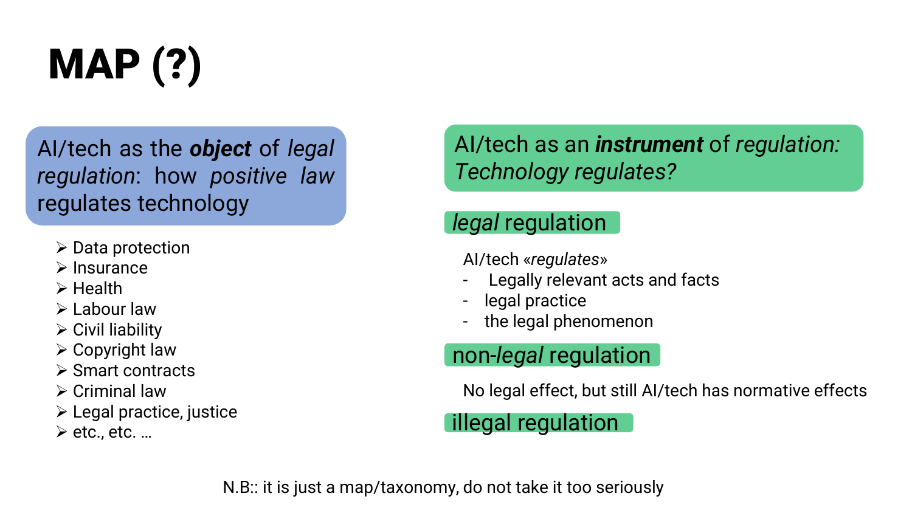# MAP (?)

## AI/tech as the ***object*** of *legal regulation*: how *positive law* regulates technology

- Data protection
- Insurance
- Health
- Labour law
- Civil liability
- Copyright law
- Smart contracts
- Criminal law
- Legal practice, justice
- etc., etc. …

## AI/tech as an ***instrument*** of *regulation*: *Technology regulates?*

### *legal* regulation

AI/tech «*regulates*»

- Legally relevant acts and facts
- legal practice
- the legal phenomenon

### non-*legal* regulation

No legal effect, but still AI/tech has normative effects

### illegal regulation

N.B:: it is just a map/taxonomy, do not take it too seriously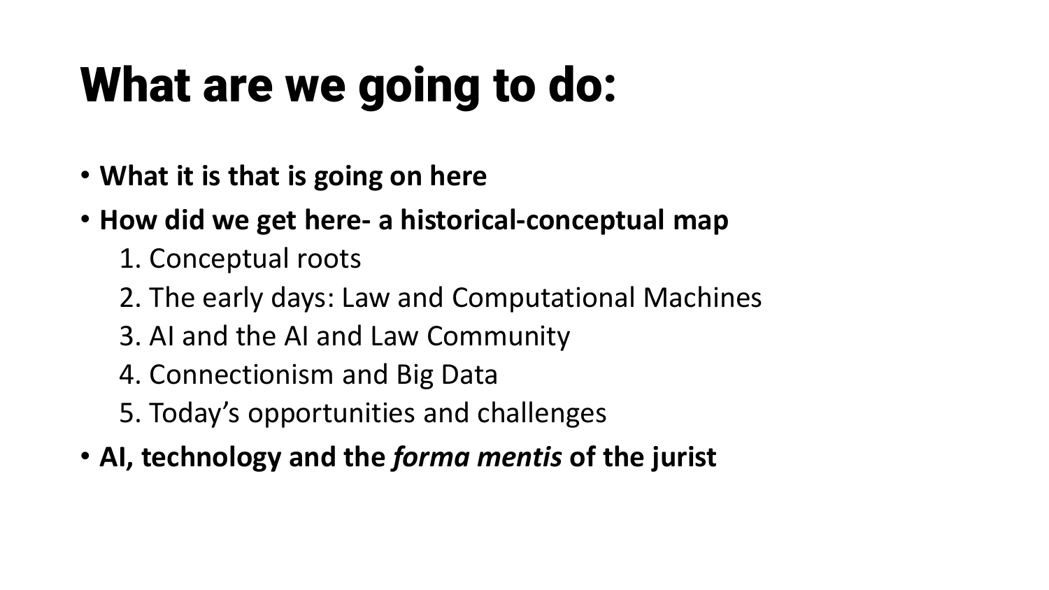# What are we going to do:

- **What it is that is going on here**
- **How did we get here- a historical-conceptual map**
    1. Conceptual roots
    2. The early days: Law and Computational Machines
    3. AI and the AI and Law Community
    4. Connectionism and Big Data
    5. Today's opportunities and challenges
- **AI, technology and the *forma mentis* of the jurist**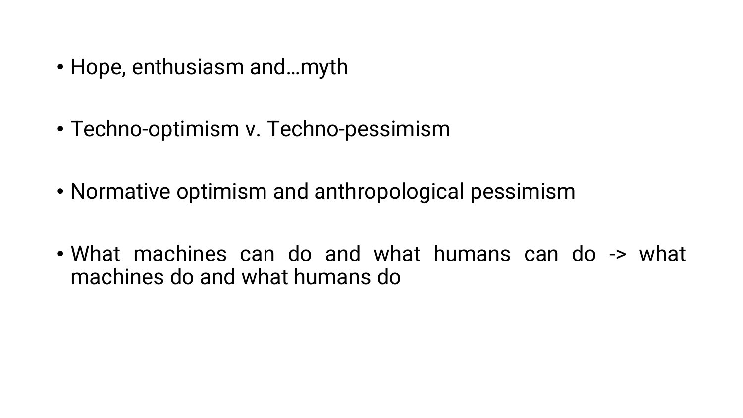- Hope, enthusiasm and…myth

- Techno-optimism v. Techno-pessimism

- Normative optimism and anthropological pessimism

- What machines can do and what humans can do -> what machines do and what humans do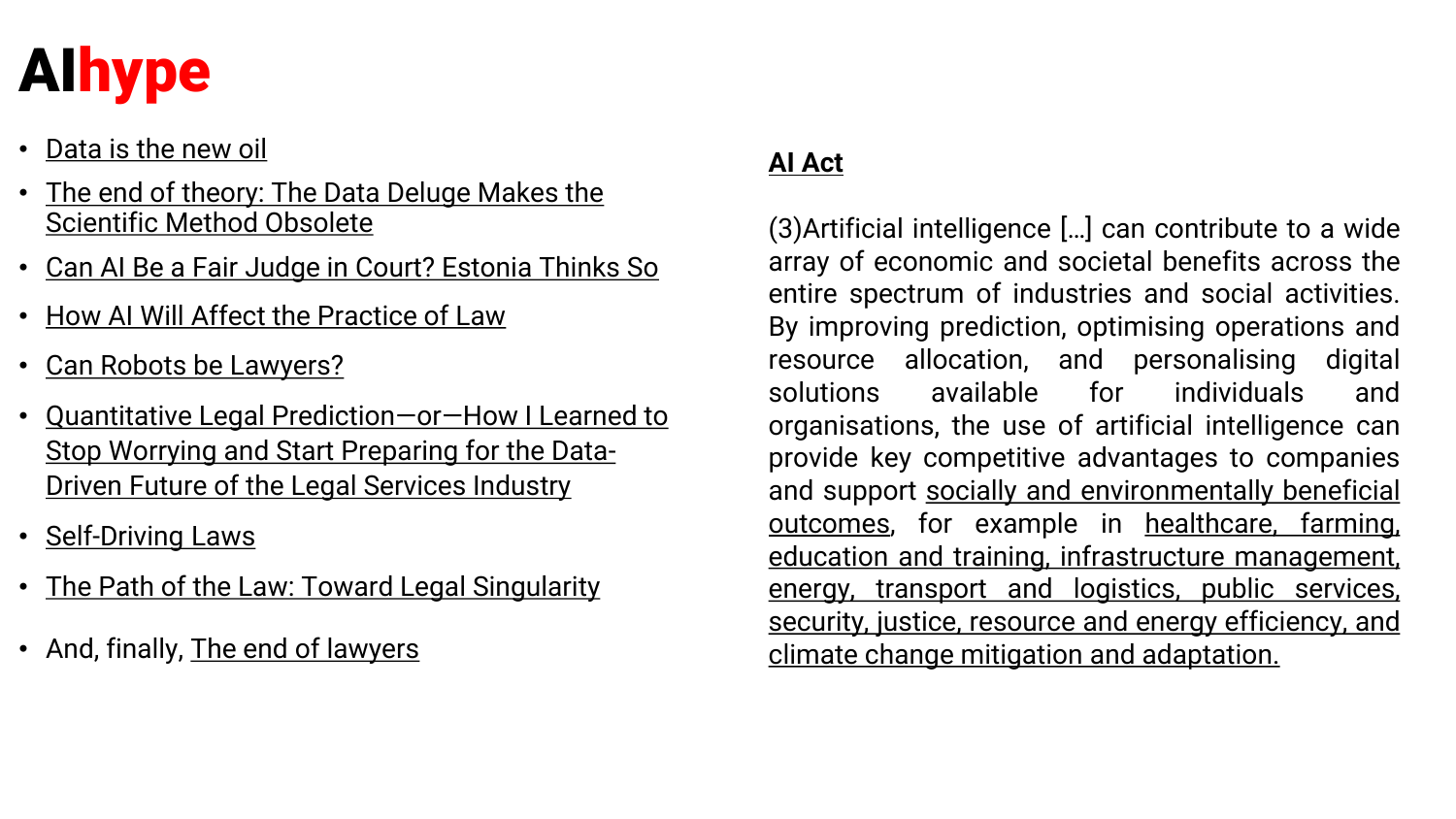# AIhype

- Data is the new oil
- The end of theory: The Data Deluge Makes the Scientific Method Obsolete
- Can AI Be a Fair Judge in Court? Estonia Thinks So
- How AI Will Affect the Practice of Law
- Can Robots be Lawyers?
- Quantitative Legal Prediction—or—How I Learned to Stop Worrying and Start Preparing for the Data-Driven Future of the Legal Services Industry
- Self-Driving Laws
- The Path of the Law: Toward Legal Singularity
- And, finally, The end of lawyers

**AI Act**

(3)Artificial intelligence […] can contribute to a wide array of economic and societal benefits across the entire spectrum of industries and social activities. By improving prediction, optimising operations and resource allocation, and personalising digital solutions available for individuals and organisations, the use of artificial intelligence can provide key competitive advantages to companies and support socially and environmentally beneficial outcomes, for example in healthcare, farming, education and training, infrastructure management, energy, transport and logistics, public services, security, justice, resource and energy efficiency, and climate change mitigation and adaptation.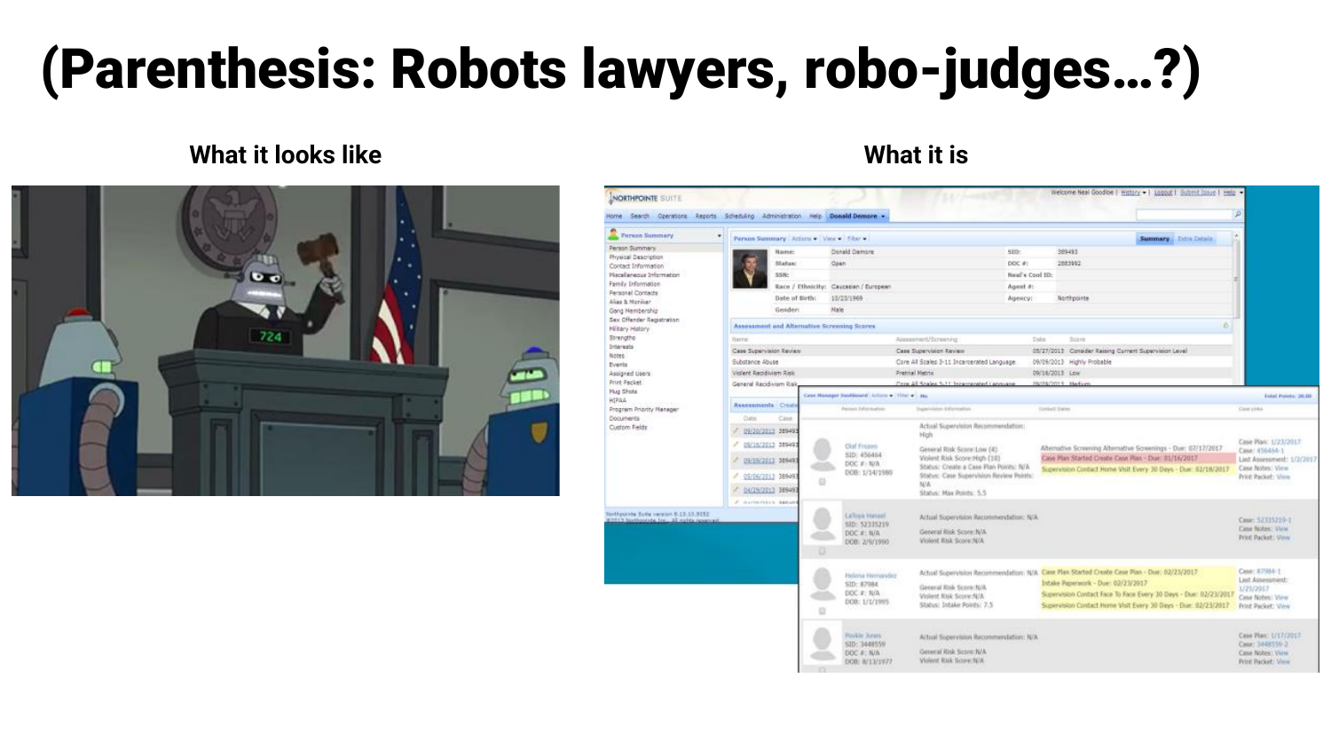# (Parenthesis: Robots lawyers, robo-judges…?)

**What it looks like**

**What it is**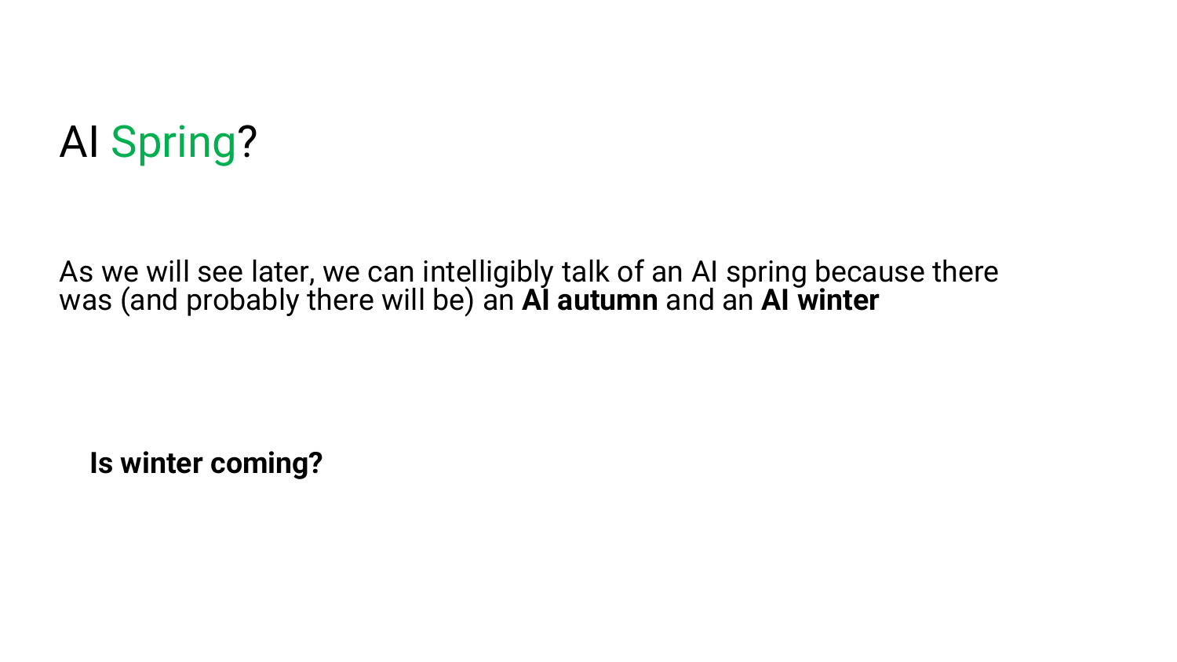# AI Spring?

As we will see later, we can intelligibly talk of an AI spring because there was (and probably there will be) an **AI autumn** and an **AI winter**

**Is winter coming?**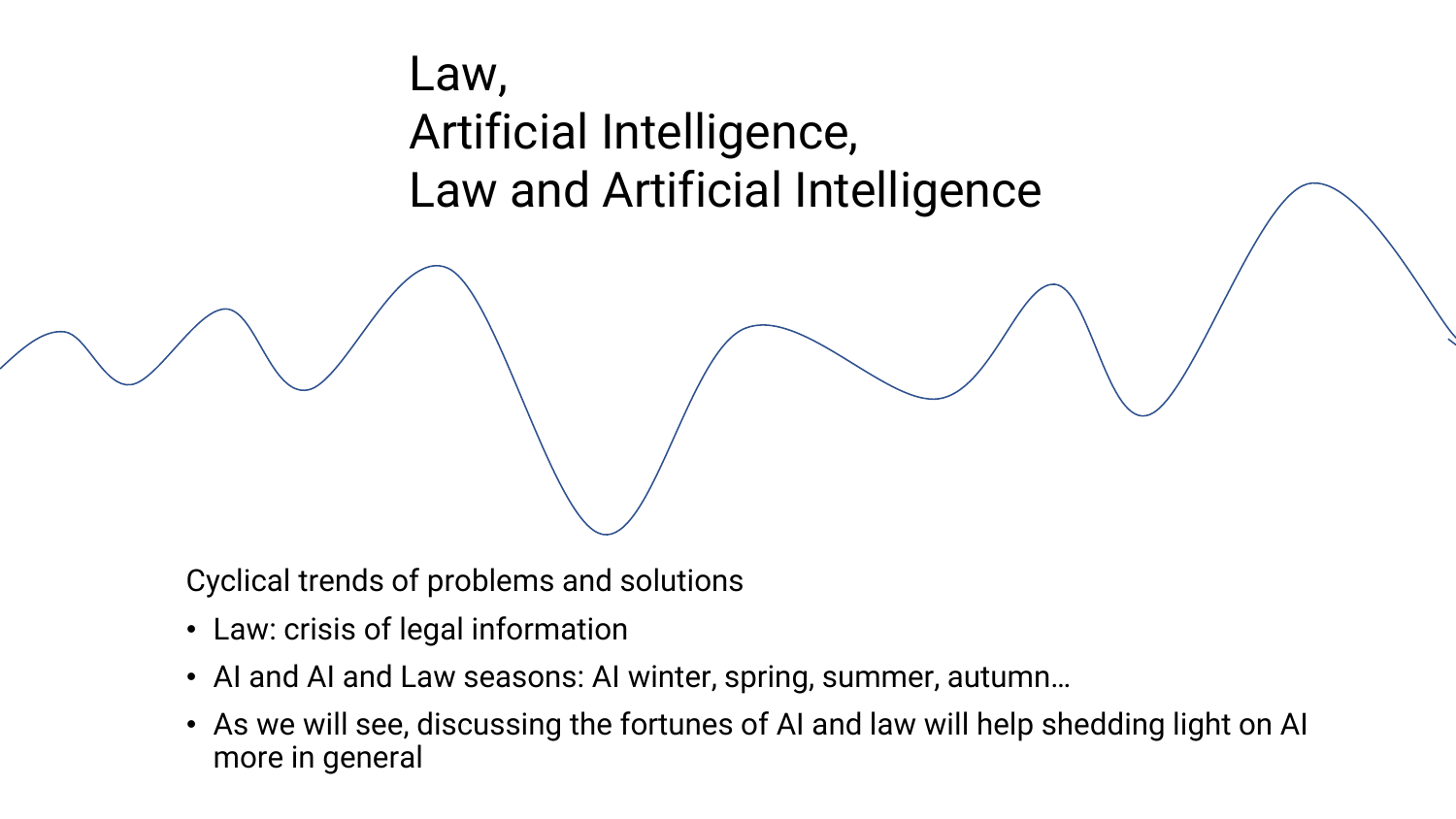# Law,
# Artificial Intelligence,
# Law and Artificial Intelligence

Cyclical trends of problems and solutions

- Law: crisis of legal information
- AI and AI and Law seasons: AI winter, spring, summer, autumn…
- As we will see, discussing the fortunes of AI and law will help shedding light on AI more in general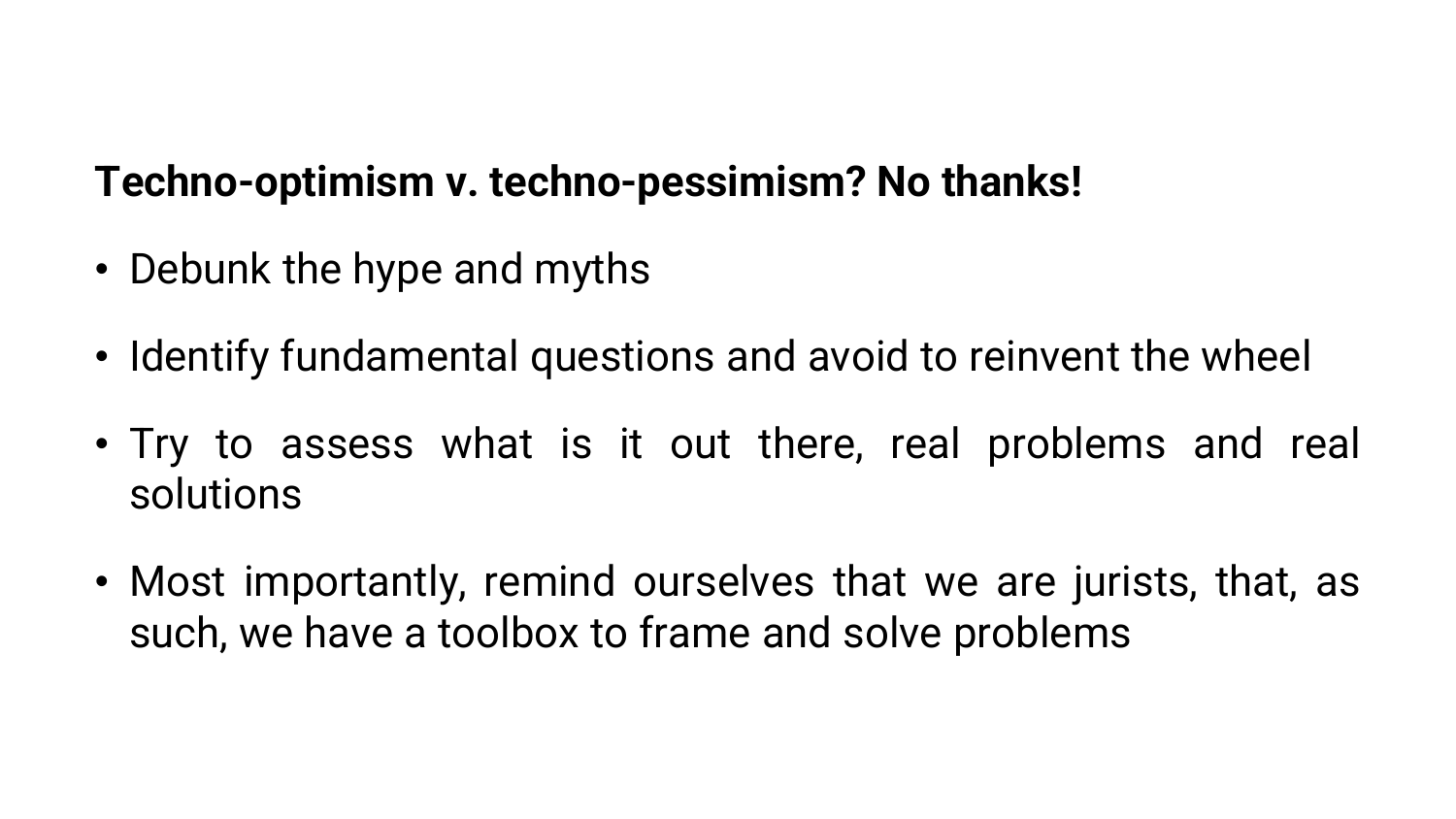**Techno-optimism v. techno-pessimism? No thanks!**

- Debunk the hype and myths
- Identify fundamental questions and avoid to reinvent the wheel
- Try to assess what is it out there, real problems and real solutions
- Most importantly, remind ourselves that we are jurists, that, as such, we have a toolbox to frame and solve problems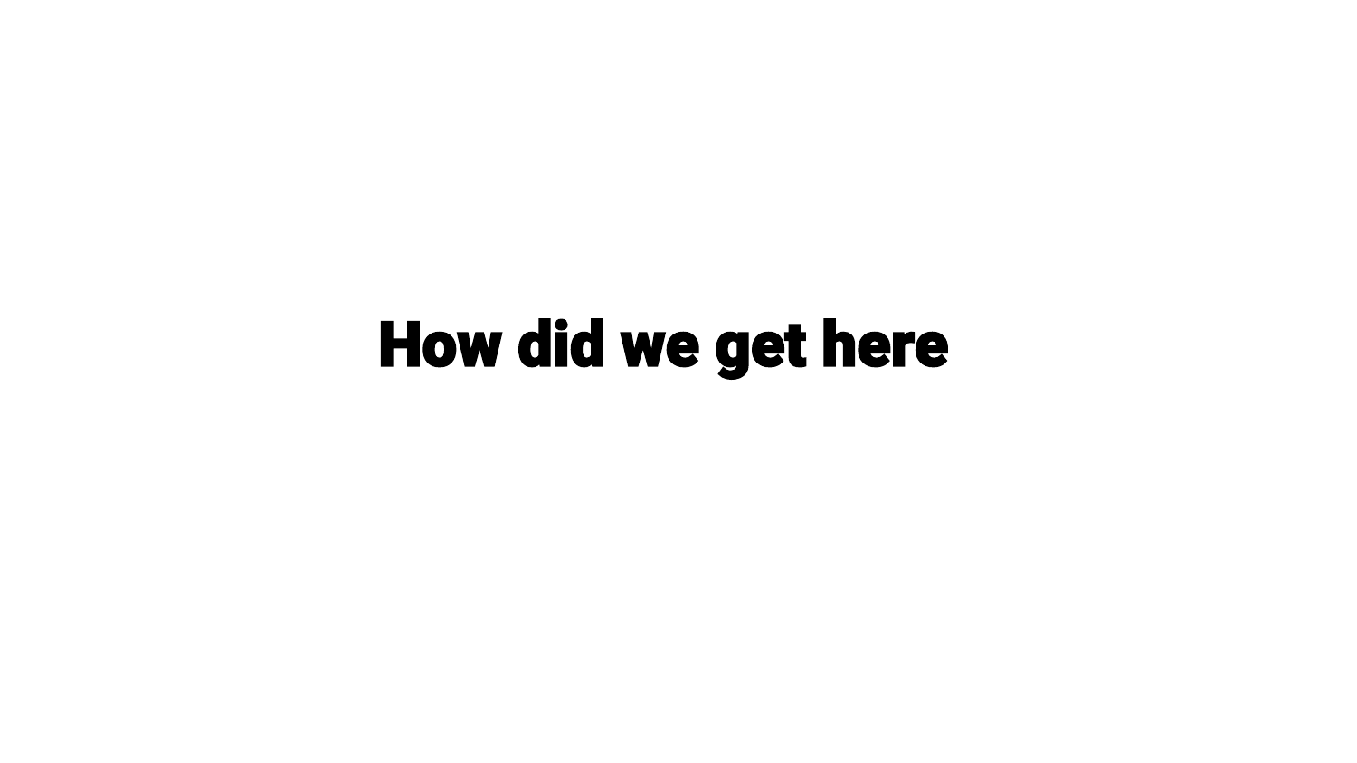# How did we get here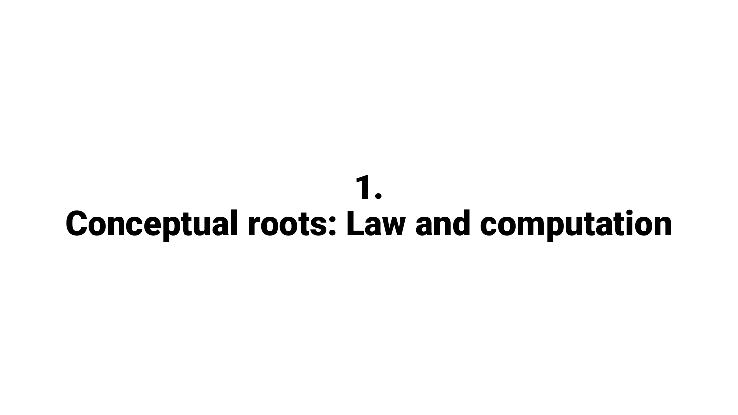# 1.
# Conceptual roots: Law and computation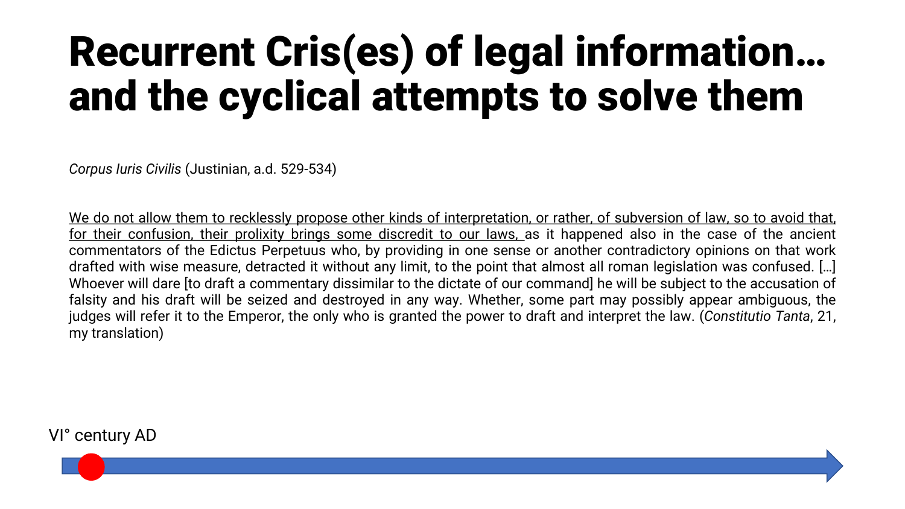# Recurrent Cris(es) of legal information… and the cyclical attempts to solve them

*Corpus Iuris Civilis* (Justinian, a.d. 529-534)

<u>We do not allow them to recklessly propose other kinds of interpretation, or rather, of subversion of law, so to avoid that, for their confusion, their prolixity brings some discredit to our laws,</u> as it happened also in the case of the ancient commentators of the Edictus Perpetuus who, by providing in one sense or another contradictory opinions on that work drafted with wise measure, detracted it without any limit, to the point that almost all roman legislation was confused. […] Whoever will dare [to draft a commentary dissimilar to the dictate of our command] he will be subject to the accusation of falsity and his draft will be seized and destroyed in any way. Whether, some part may possibly appear ambiguous, the judges will refer it to the Emperor, the only who is granted the power to draft and interpret the law. (*Constitutio Tanta*, 21, my translation)

VI° century AD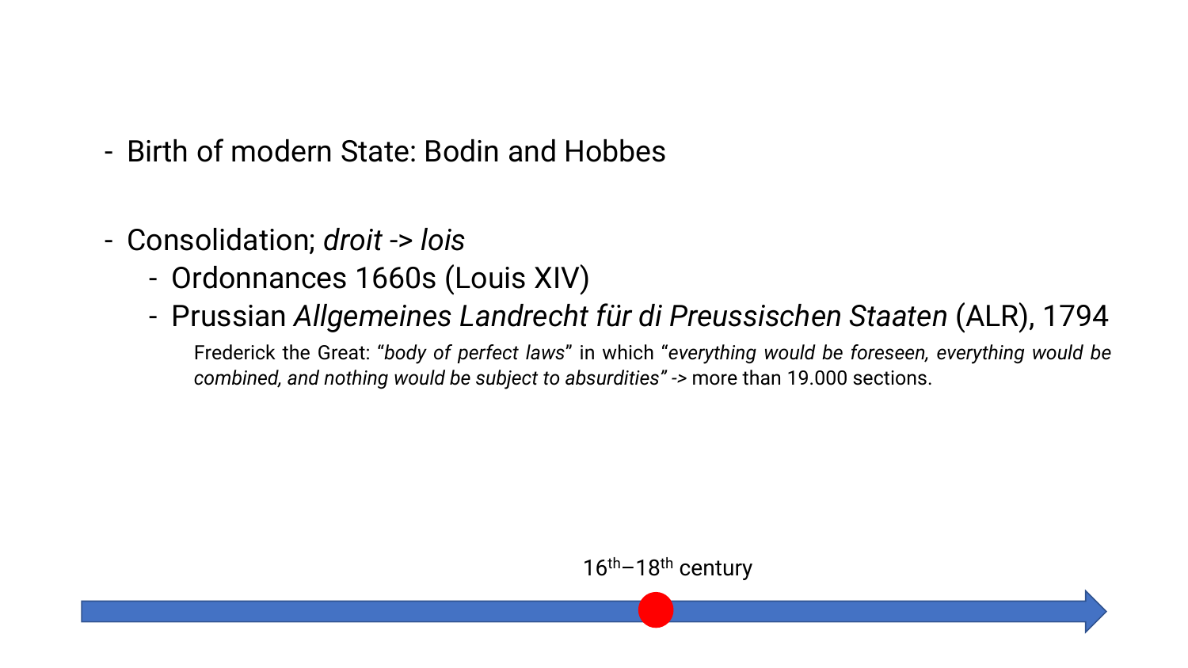- Birth of modern State: Bodin and Hobbes

- Consolidation; *droit* -> *lois*
  - Ordonnances 1660s (Louis XIV)
  - Prussian *Allgemeines Landrecht für di Preussischen Staaten* (ALR), 1794

    Frederick the Great: "*body of perfect laws*" in which "*everything would be foreseen, everything would be combined, and nothing would be subject to absurdities*" -> more than 19.000 sections.

16th–18th century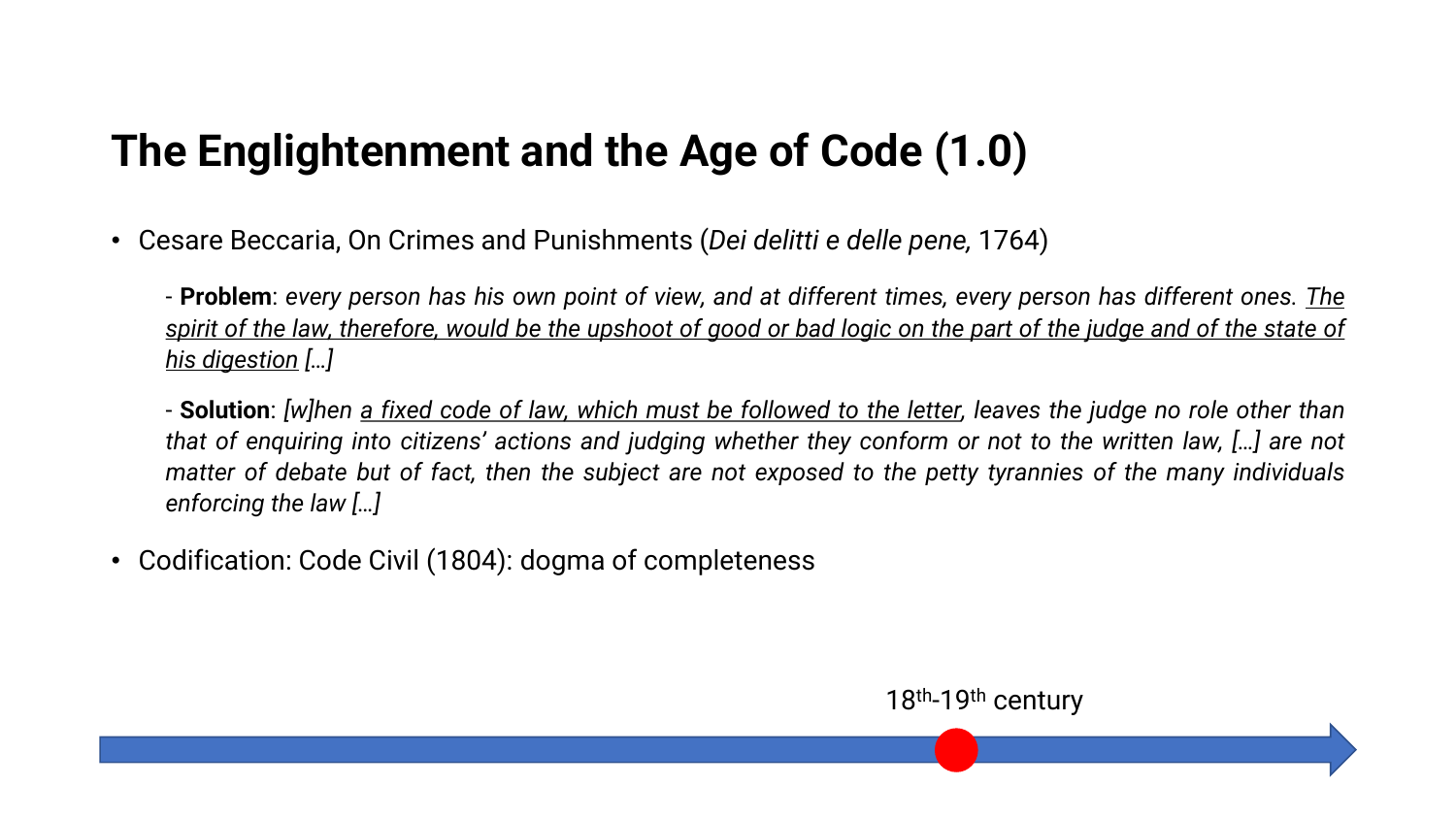# The Englightenment and the Age of Code (1.0)

- Cesare Beccaria, On Crimes and Punishments (*Dei delitti e delle pene,* 1764)

  - **Problem**: *every person has his own point of view, and at different times, every person has different ones. <u>The spirit of the law, therefore, would be the upshoot of good or bad logic on the part of the judge and of the state of his digestion</u> […]*

  - **Solution**: *[w]hen <u>a fixed code of law, which must be followed to the letter</u>, leaves the judge no role other than that of enquiring into citizens' actions and judging whether they conform or not to the written law, […] are not matter of debate but of fact, then the subject are not exposed to the petty tyrannies of the many individuals enforcing the law […]*

- Codification: Code Civil (1804): dogma of completeness

18th-19th century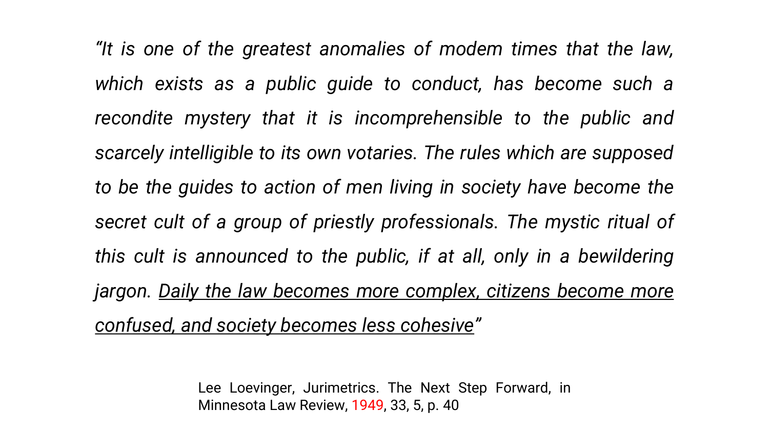*"It is one of the greatest anomalies of modem times that the law, which exists as a public guide to conduct, has become such a recondite mystery that it is incomprehensible to the public and scarcely intelligible to its own votaries. The rules which are supposed to be the guides to action of men living in society have become the secret cult of a group of priestly professionals. The mystic ritual of this cult is announced to the public, if at all, only in a bewildering jargon. <u>Daily the law becomes more complex, citizens become more confused, and society becomes less cohesive</u>"*

Lee Loevinger, Jurimetrics. The Next Step Forward, in Minnesota Law Review, 1949, 33, 5, p. 40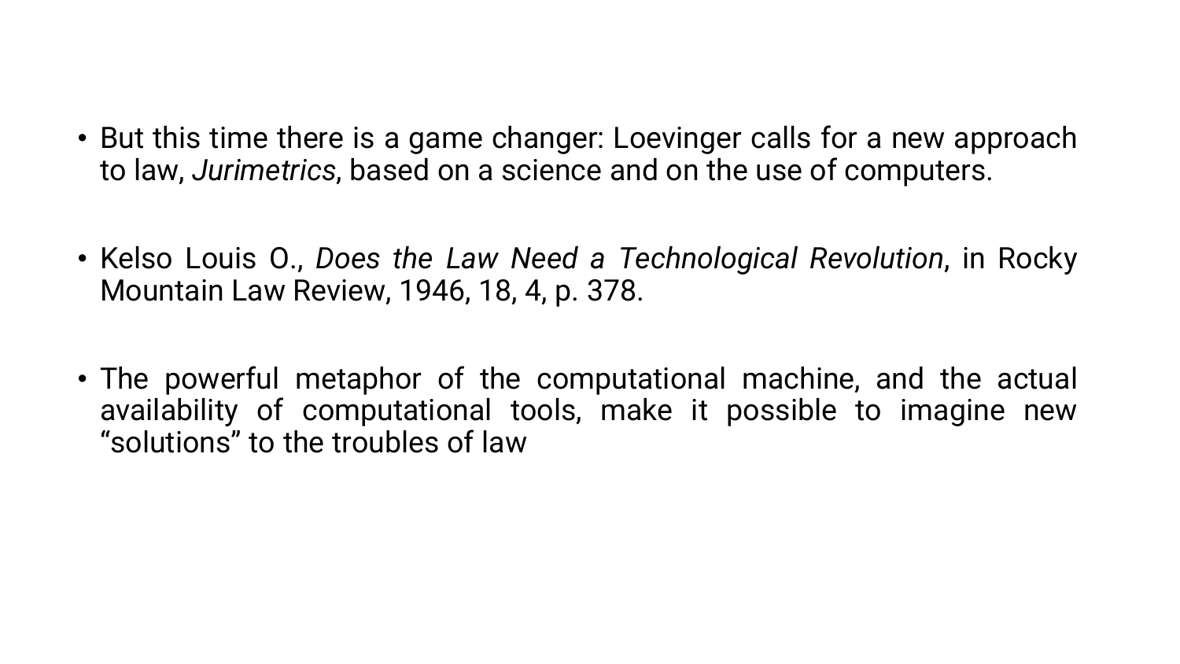- But this time there is a game changer: Loevinger calls for a new approach to law, *Jurimetrics*, based on a science and on the use of computers.

- Kelso Louis O., *Does the Law Need a Technological Revolution*, in Rocky Mountain Law Review, 1946, 18, 4, p. 378.

- The powerful metaphor of the computational machine, and the actual availability of computational tools, make it possible to imagine new "solutions" to the troubles of law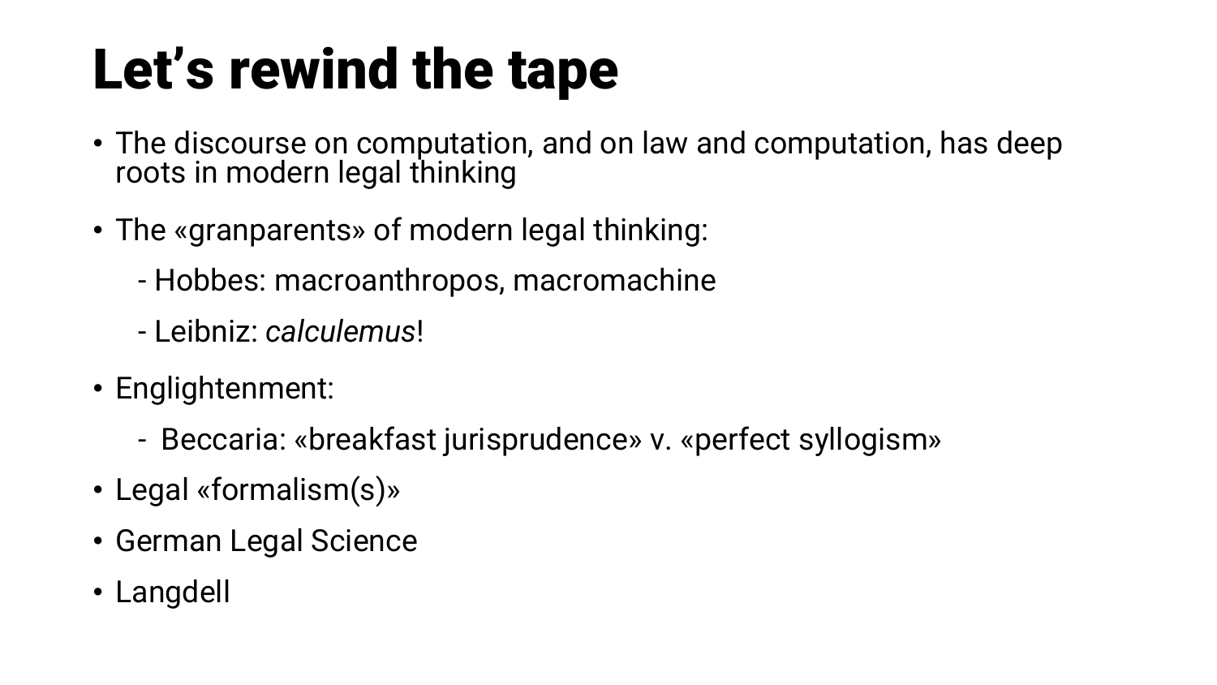# Let’s rewind the tape

- The discourse on computation, and on law and computation, has deep roots in modern legal thinking
- The «granparents» of modern legal thinking:
  - Hobbes: macroanthropos, macromachine
  - Leibniz: *calculemus*!
- Englightenment:
  - Beccaria: «breakfast jurisprudence» v. «perfect syllogism»
- Legal «formalism(s)»
- German Legal Science
- Langdell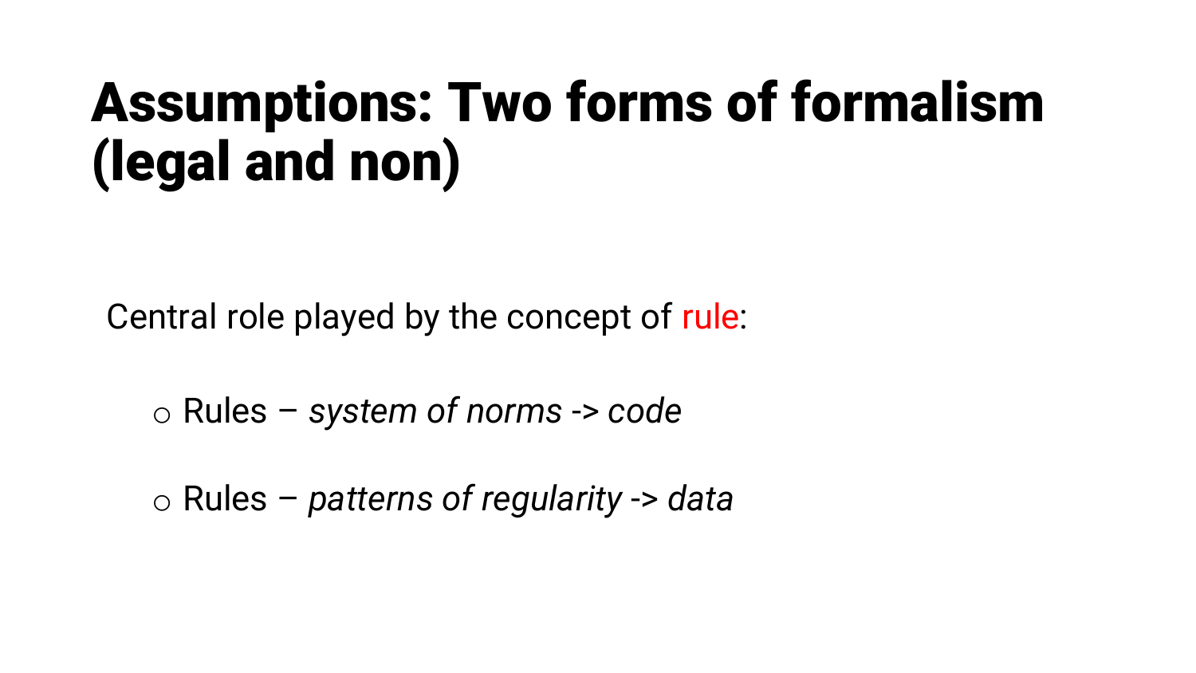# Assumptions: Two forms of formalism (legal and non)

Central role played by the concept of rule:

- Rules – *system of norms -> code*
- Rules – *patterns of regularity -> data*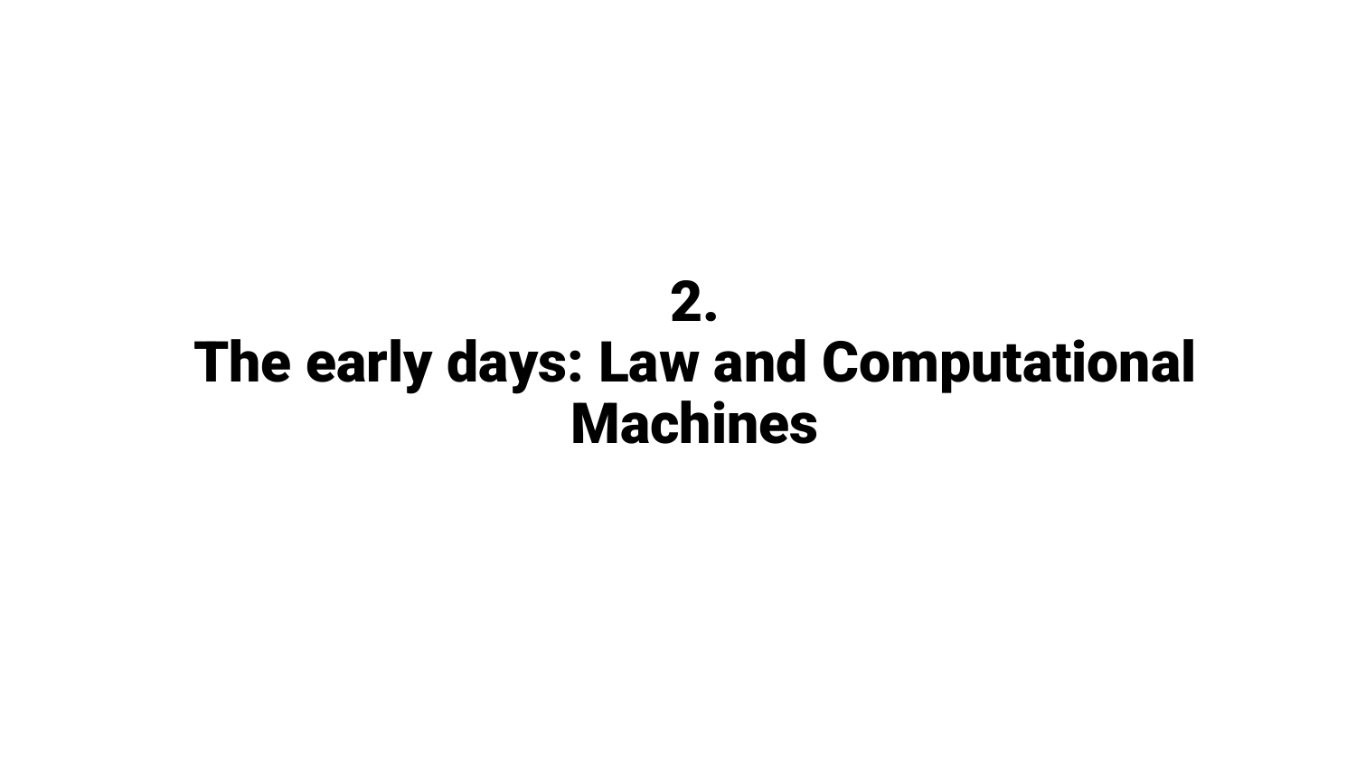# 2.
# The early days: Law and Computational Machines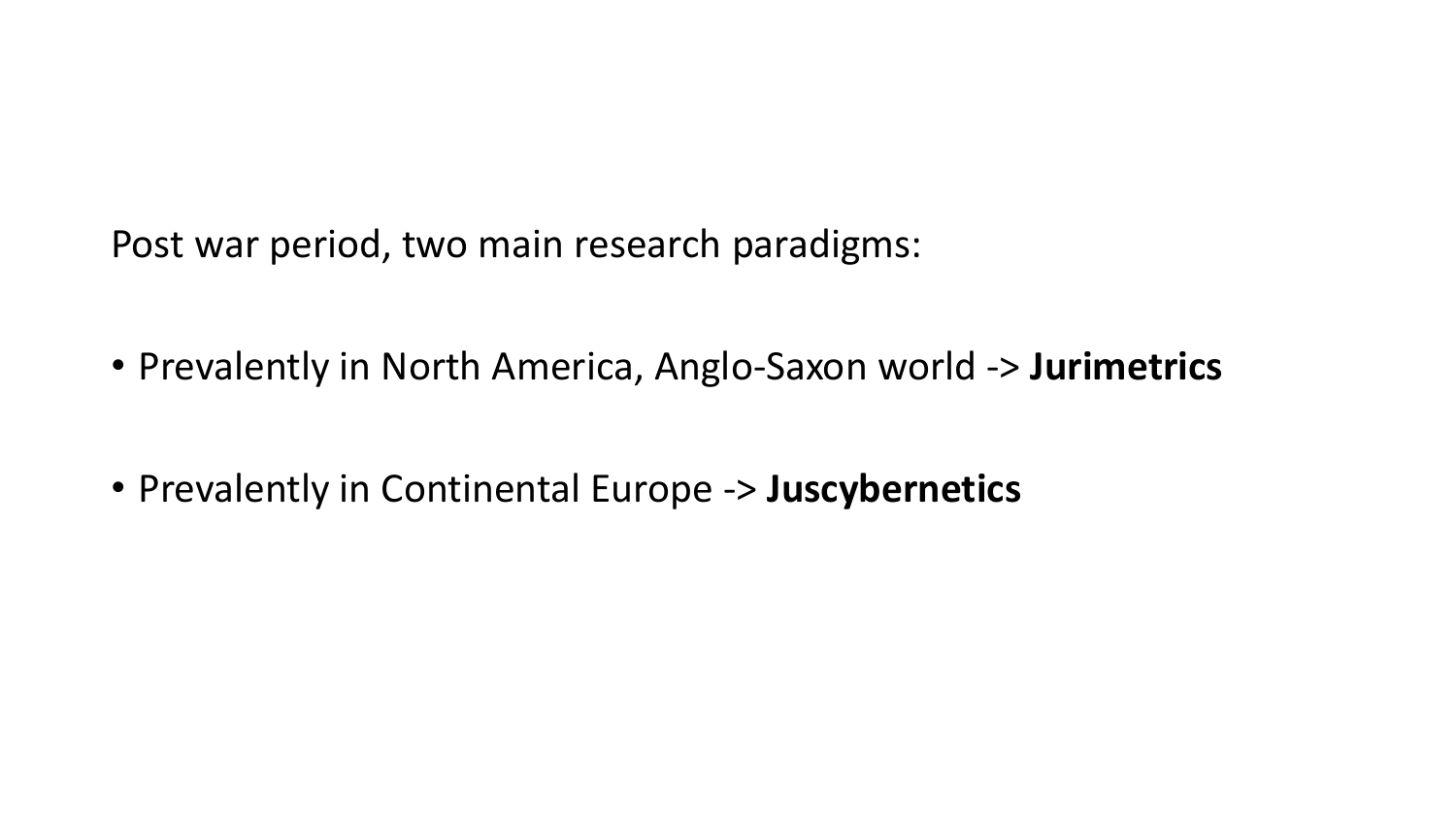Post war period, two main research paradigms:

- Prevalently in North America, Anglo-Saxon world -> **Jurimetrics**
- Prevalently in Continental Europe -> **Juscybernetics**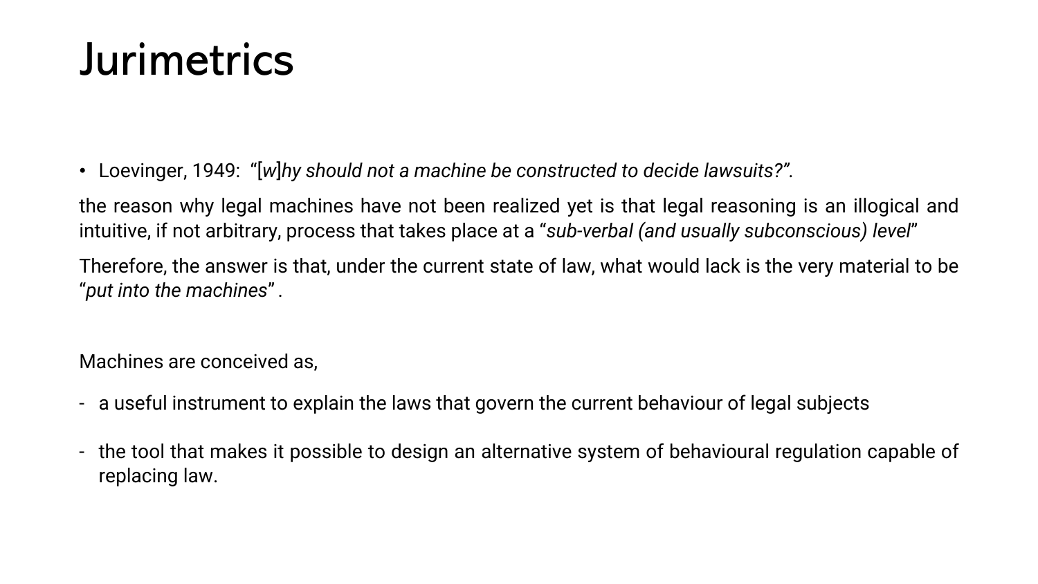# Jurimetrics

- Loevinger, 1949: "[*w*]*hy should not a machine be constructed to decide lawsuits?"*.

the reason why legal machines have not been realized yet is that legal reasoning is an illogical and intuitive, if not arbitrary, process that takes place at a "*sub-verbal (and usually subconscious) level*"

Therefore, the answer is that, under the current state of law, what would lack is the very material to be "*put into the machines*" .

Machines are conceived as,

- a useful instrument to explain the laws that govern the current behaviour of legal subjects
- the tool that makes it possible to design an alternative system of behavioural regulation capable of replacing law.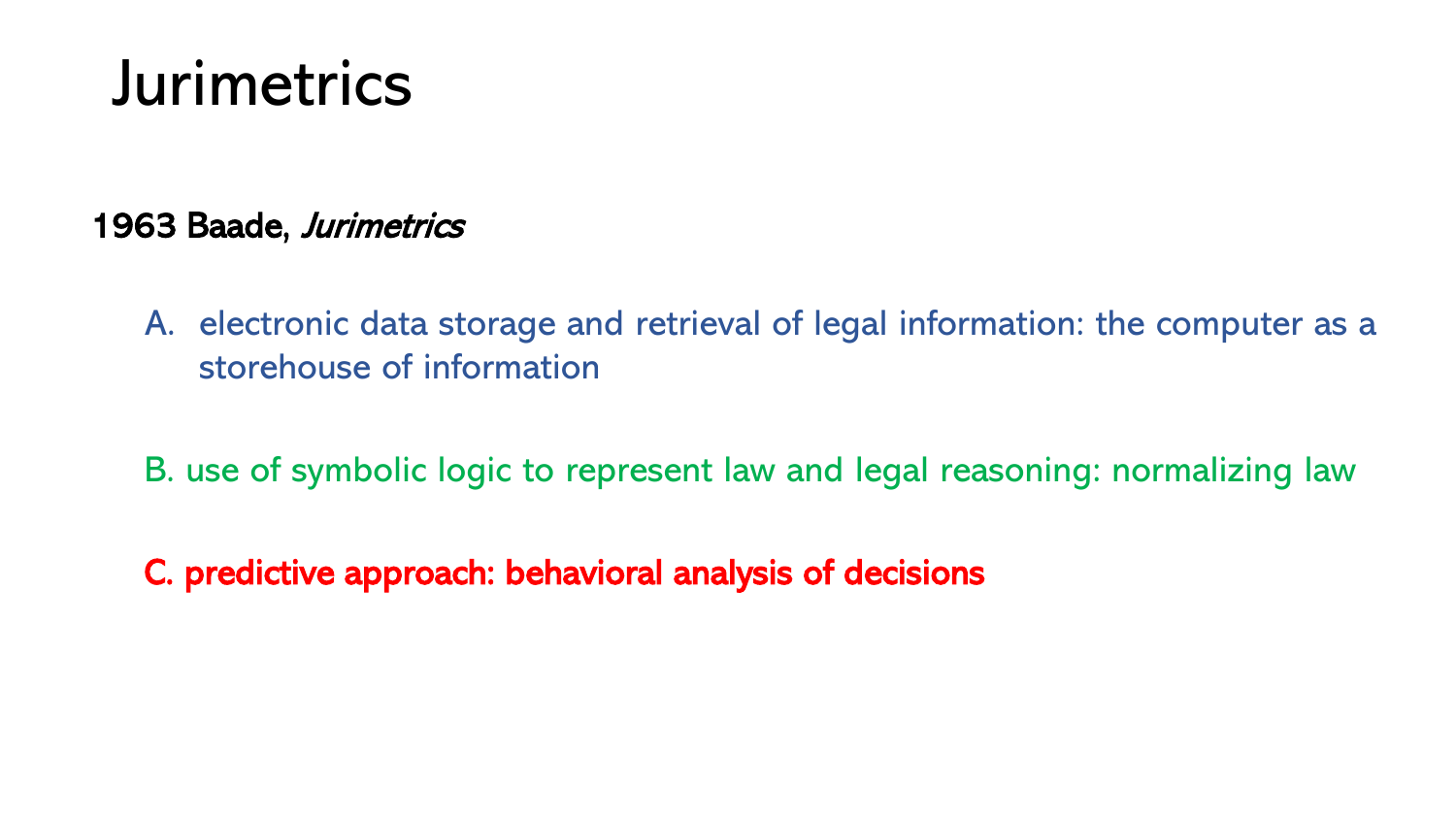# Jurimetrics

**1963 Baade, *Jurimetrics***

A. electronic data storage and retrieval of legal information: the computer as a storehouse of information

B. use of symbolic logic to represent law and legal reasoning: normalizing law

**C. predictive approach: behavioral analysis of decisions**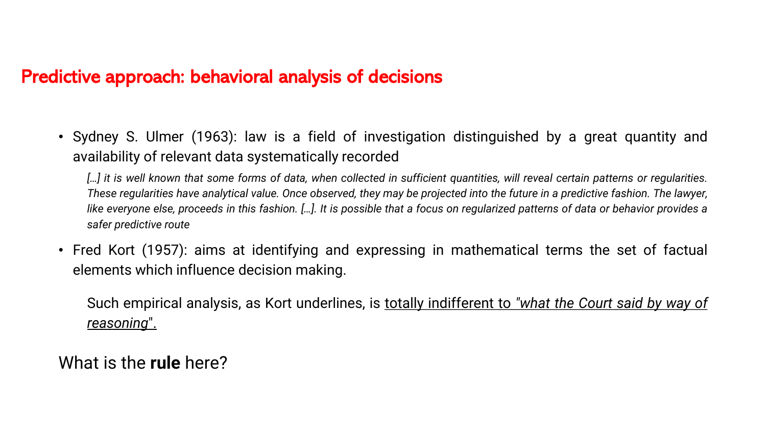## Predictive approach: behavioral analysis of decisions

- Sydney S. Ulmer (1963): law is a field of investigation distinguished by a great quantity and availability of relevant data systematically recorded

  *[…] it is well known that some forms of data, when collected in sufficient quantities, will reveal certain patterns or regularities. These regularities have analytical value. Once observed, they may be projected into the future in a predictive fashion. The lawyer, like everyone else, proceeds in this fashion. […]. It is possible that a focus on regularized patterns of data or behavior provides a safer predictive route*

- Fred Kort (1957): aims at identifying and expressing in mathematical terms the set of factual elements which influence decision making.

  Such empirical analysis, as Kort underlines, is <u>totally indifferent to "*what the Court said by way of reasoning*".</u>

What is the **rule** here?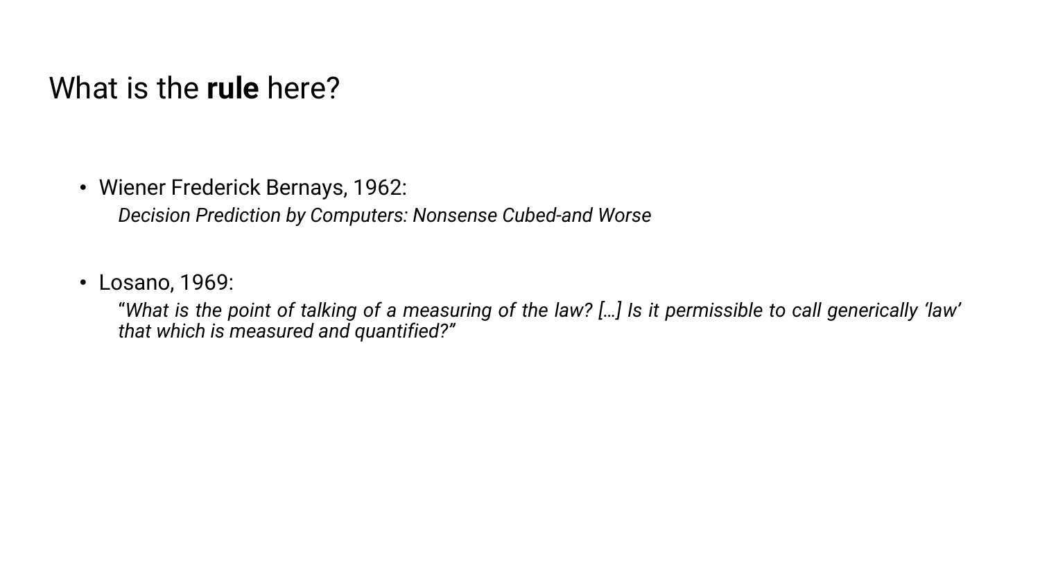# What is the **rule** here?

- Wiener Frederick Bernays, 1962:
  *Decision Prediction by Computers: Nonsense Cubed-and Worse*

- Losano, 1969:
  “*What is the point of talking of a measuring of the law? […] Is it permissible to call generically ‘law’ that which is measured and quantified?*”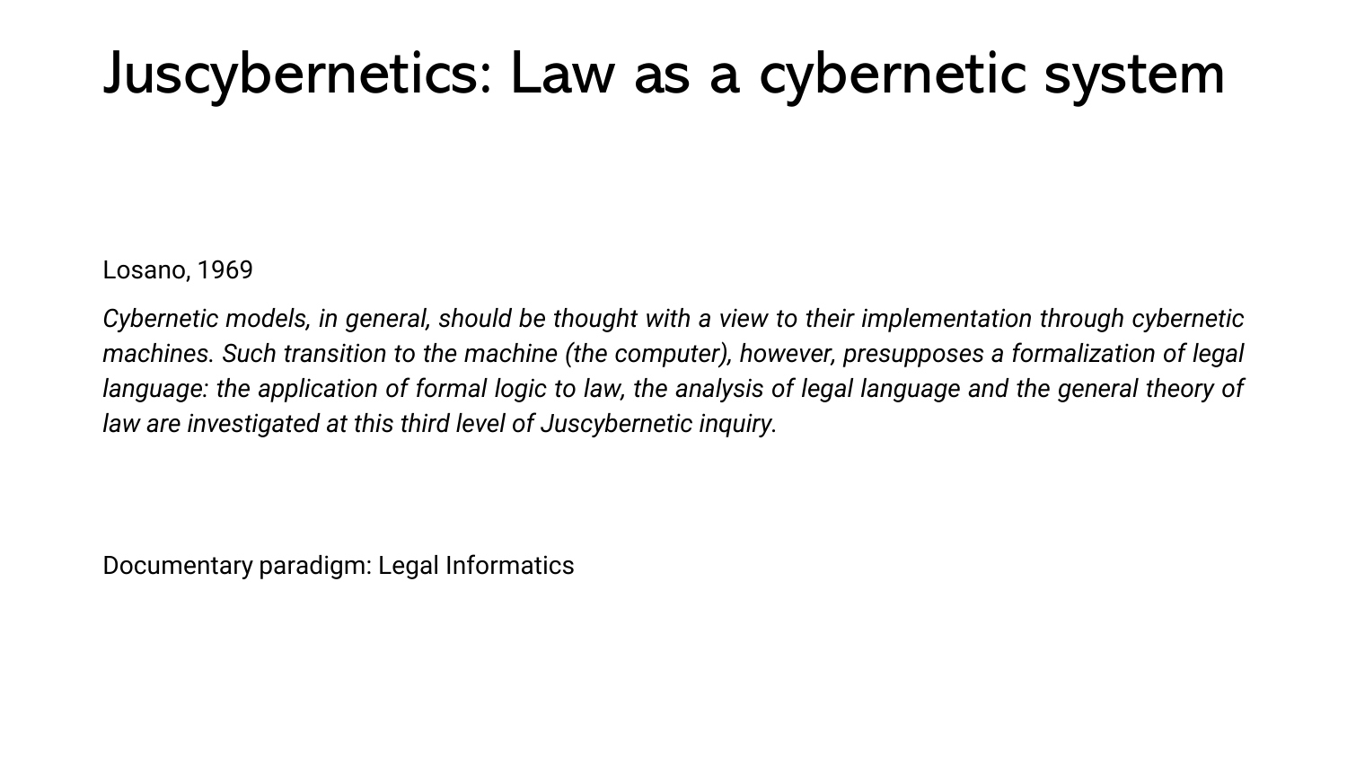# Juscybernetics: Law as a cybernetic system

Losano, 1969

*Cybernetic models, in general, should be thought with a view to their implementation through cybernetic machines. Such transition to the machine (the computer), however, presupposes a formalization of legal language: the application of formal logic to law, the analysis of legal language and the general theory of law are investigated at this third level of Juscybernetic inquiry.*

Documentary paradigm: Legal Informatics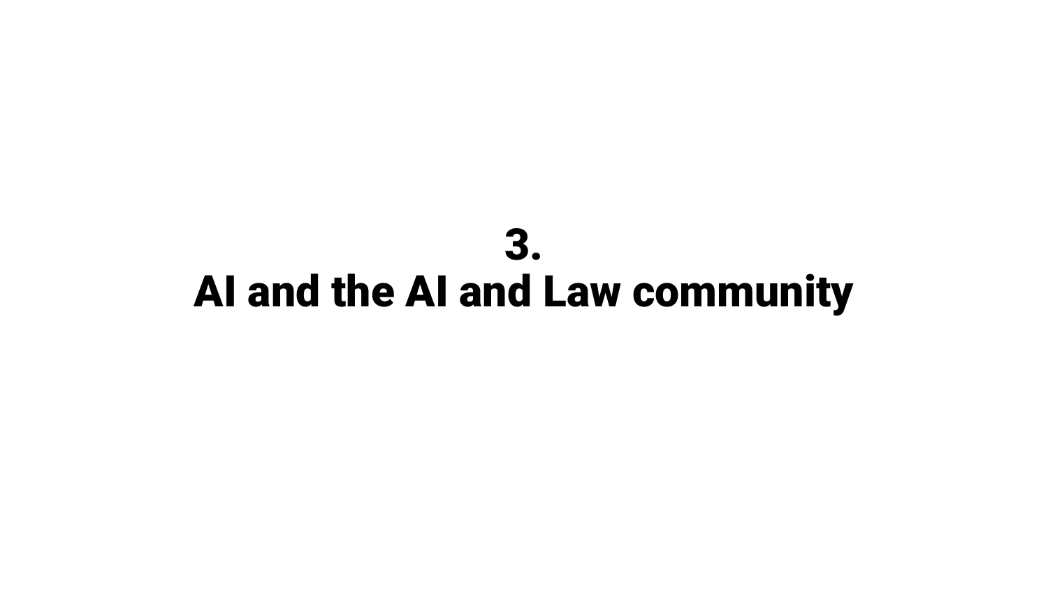# 3.
# AI and the AI and Law community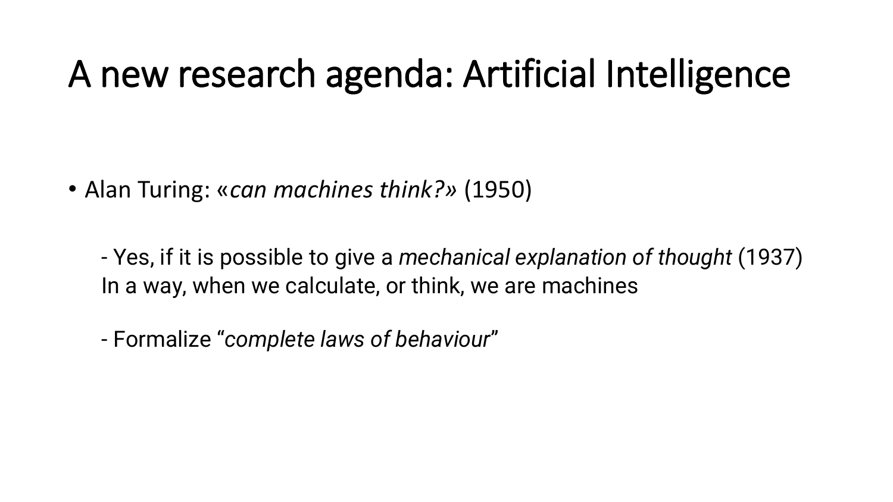# A new research agenda: Artificial Intelligence

- Alan Turing: «*can machines think?»* (1950)

  - Yes, if it is possible to give a *mechanical explanation of thought* (1937)
  In a way, when we calculate, or think, we are machines

  - Formalize "*complete laws of behaviour*"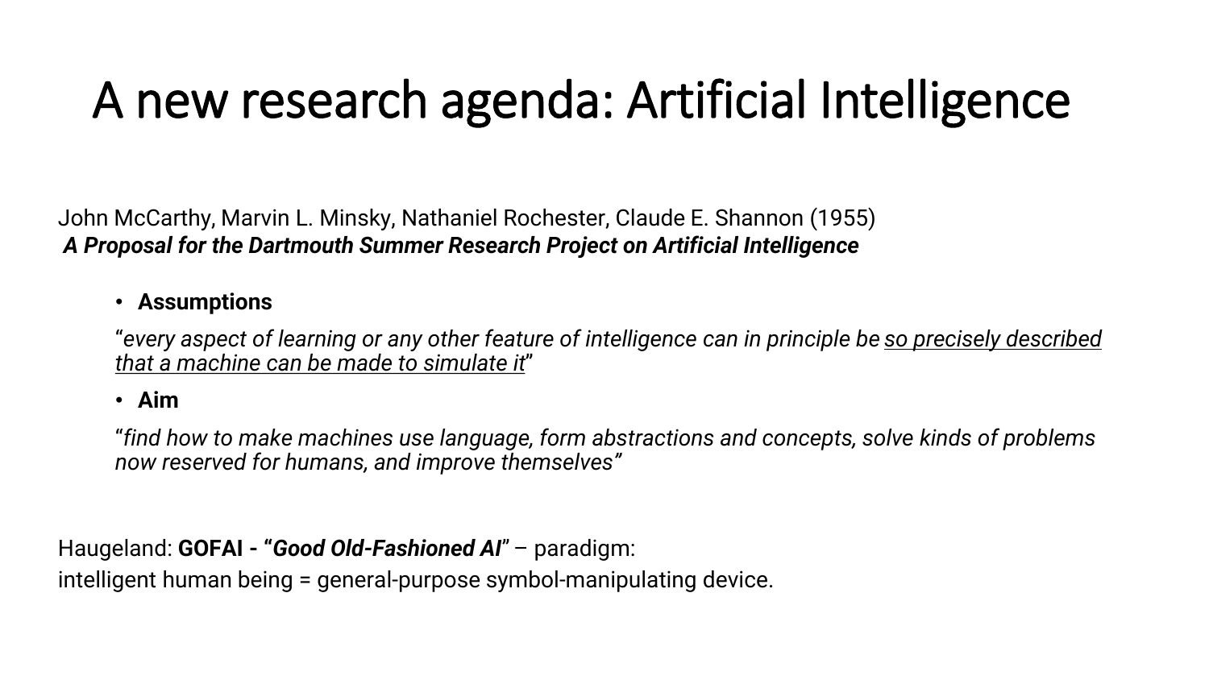# A new research agenda: Artificial Intelligence

John McCarthy, Marvin L. Minsky, Nathaniel Rochester, Claude E. Shannon (1955)
***A Proposal for the Dartmouth Summer Research Project on Artificial Intelligence***

- **Assumptions**

  "*every aspect of learning or any other feature of intelligence can in principle be <u>so precisely described that a machine can be made to simulate it</u>*"

- **Aim**

  "*find how to make machines use language, form abstractions and concepts, solve kinds of problems now reserved for humans, and improve themselves*"

Haugeland: **GOFAI - "*Good Old-Fashioned AI*"** – paradigm:
intelligent human being = general-purpose symbol-manipulating device.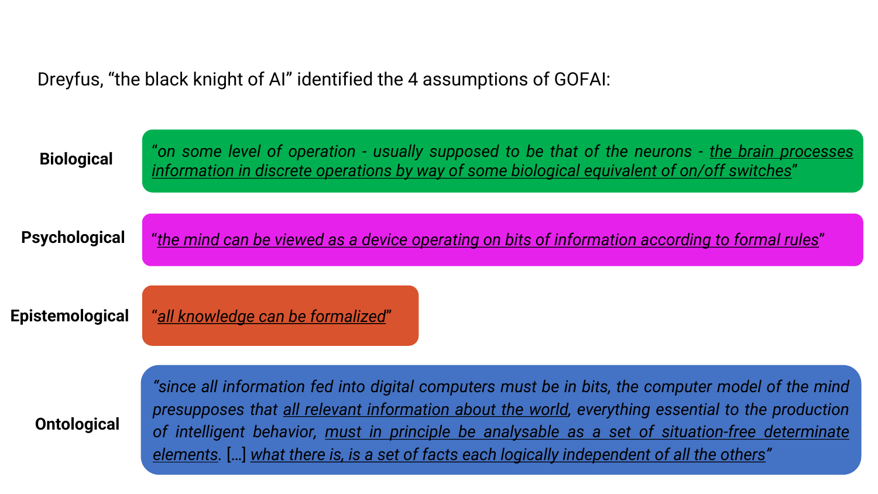Dreyfus, "the black knight of AI" identified the 4 assumptions of GOFAI:

**Biological**

*"on some level of operation - usually supposed to be that of the neurons - <u>the brain processes information in discrete operations by way of some biological equivalent of on/off switches</u>"*

**Psychological**

*"<u>the mind can be viewed as a device operating on bits of information according to formal rules</u>"*

**Epistemological**

*"<u>all knowledge can be formalized</u>"*

**Ontological**

*"since all information fed into digital computers must be in bits, the computer model of the mind presupposes that <u>all relevant information about the world</u>, everything essential to the production of intelligent behavior, <u>must in principle be analysable as a set of situation-free determinate elements</u>. [...] <u>what there is, is a set of facts each logically independent of all the others</u>"*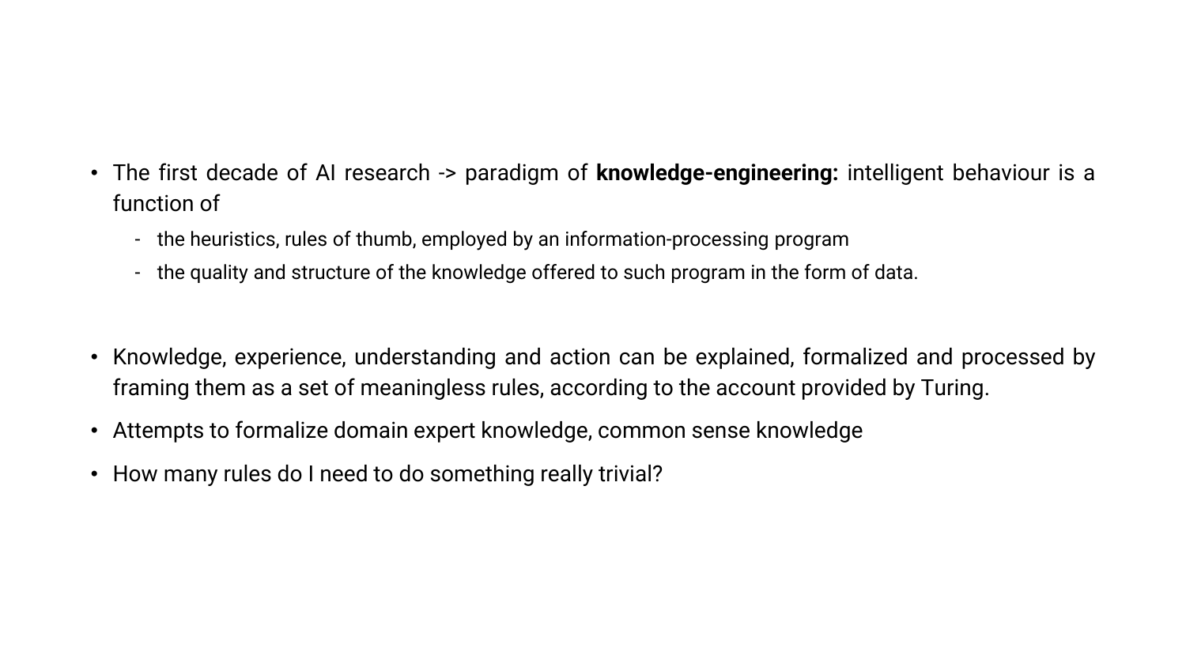- The first decade of AI research -> paradigm of **knowledge-engineering:** intelligent behaviour is a function of
  - the heuristics, rules of thumb, employed by an information-processing program
  - the quality and structure of the knowledge offered to such program in the form of data.

- Knowledge, experience, understanding and action can be explained, formalized and processed by framing them as a set of meaningless rules, according to the account provided by Turing.
- Attempts to formalize domain expert knowledge, common sense knowledge
- How many rules do I need to do something really trivial?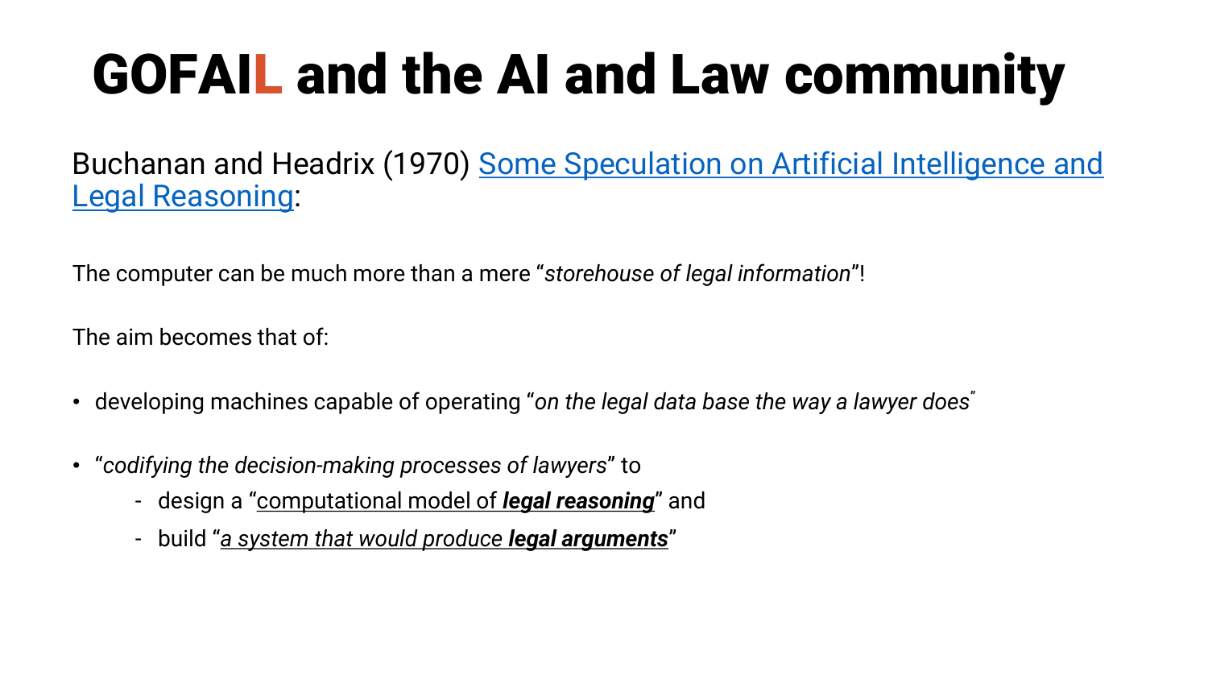# GOFAIL and the AI and Law community

Buchanan and Headrix (1970) Some Speculation on Artificial Intelligence and Legal Reasoning:

The computer can be much more than a mere "*storehouse of legal information*"!

The aim becomes that of:

- developing machines capable of operating "*on the legal data base the way a lawyer does*"
- "*codifying the decision-making processes of lawyers*" to
  - design a "computational model of ***legal reasoning***" and
  - build "*a system that would produce* ***legal arguments***"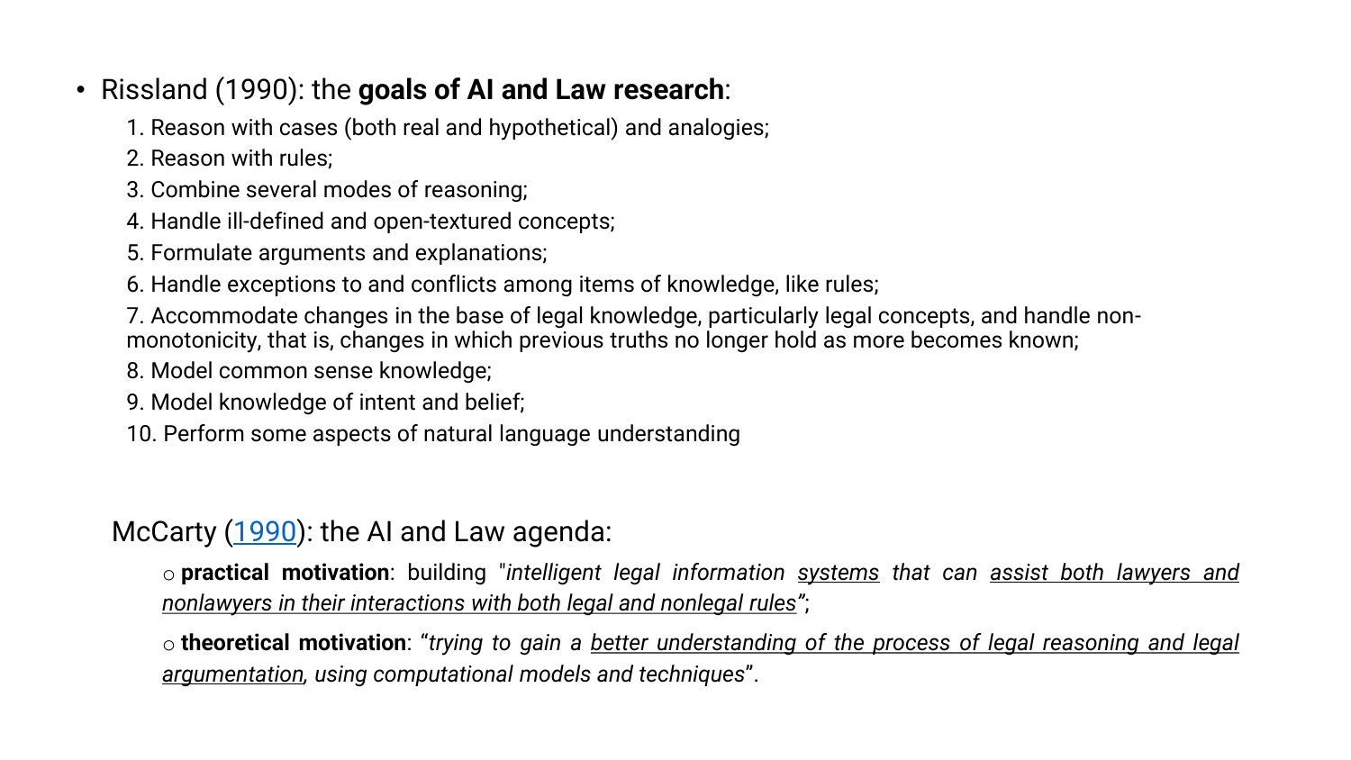- Rissland (1990): the **goals of AI and Law research**:
  1. Reason with cases (both real and hypothetical) and analogies;
  2. Reason with rules;
  3. Combine several modes of reasoning;
  4. Handle ill-defined and open-textured concepts;
  5. Formulate arguments and explanations;
  6. Handle exceptions to and conflicts among items of knowledge, like rules;
  7. Accommodate changes in the base of legal knowledge, particularly legal concepts, and handle non-monotonicity, that is, changes in which previous truths no longer hold as more becomes known;
  8. Model common sense knowledge;
  9. Model knowledge of intent and belief;
  10. Perform some aspects of natural language understanding

McCarty ([1990]()): the AI and Law agenda:

- **practical motivation**: building "*intelligent legal information <u>systems</u> that can <u>assist both lawyers and nonlawyers in their interactions with both legal and nonlegal rules</u>"*;
- **theoretical motivation**: "*trying to gain a <u>better understanding of the process of legal reasoning and legal argumentation</u>, using computational models and techniques*".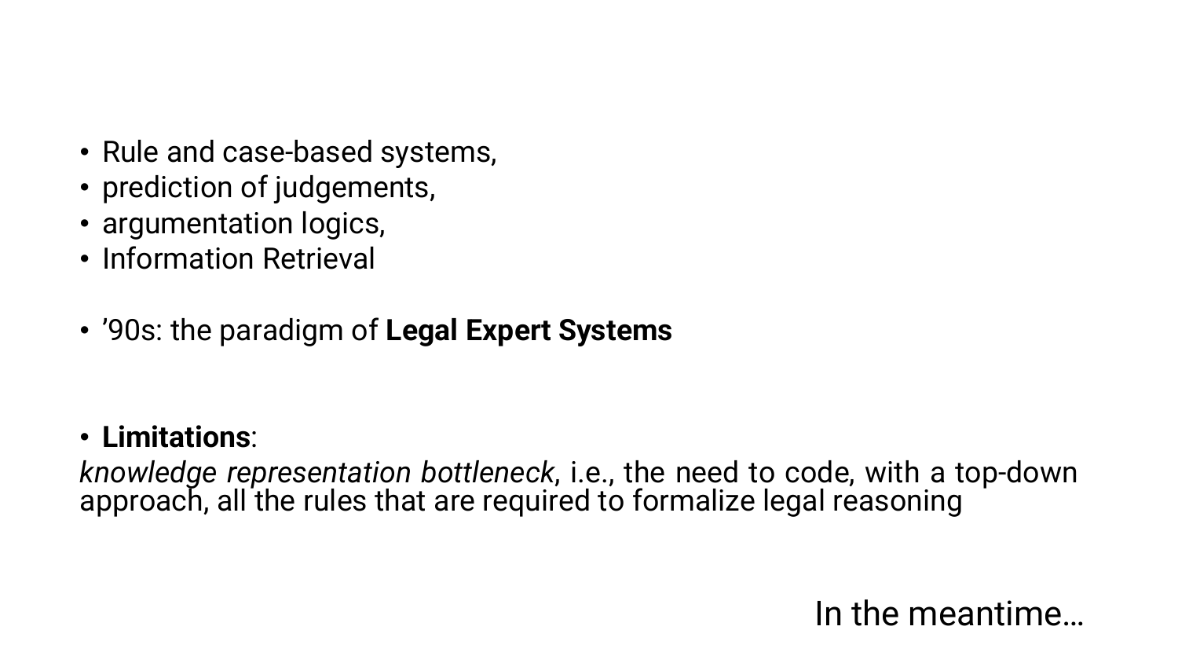- Rule and case-based systems,
- prediction of judgements,
- argumentation logics,
- Information Retrieval

- ’90s: the paradigm of **Legal Expert Systems**

- **Limitations**:

*knowledge representation bottleneck*, i.e., the need to code, with a top-down approach, all the rules that are required to formalize legal reasoning

In the meantime…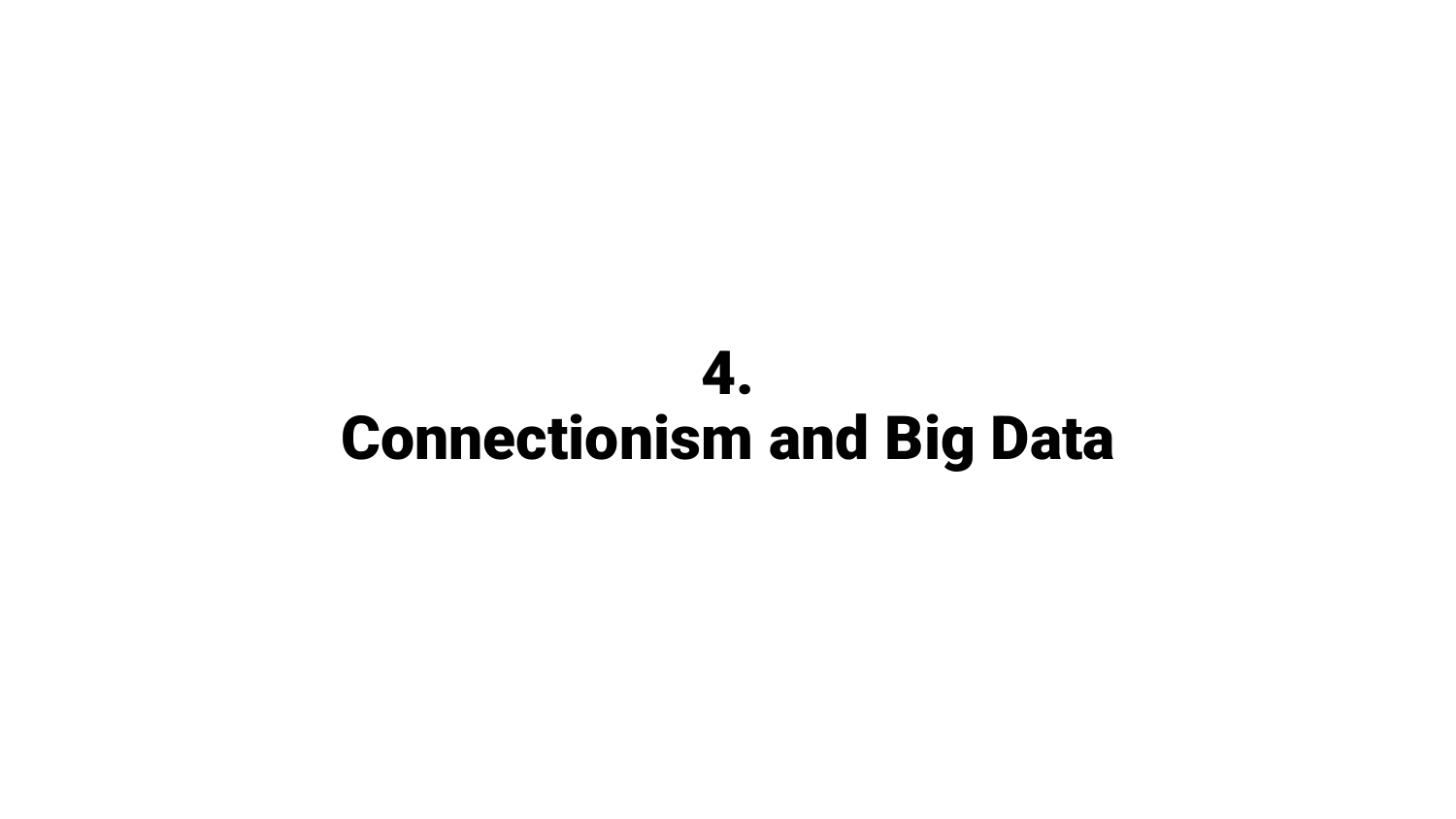# 4.
# Connectionism and Big Data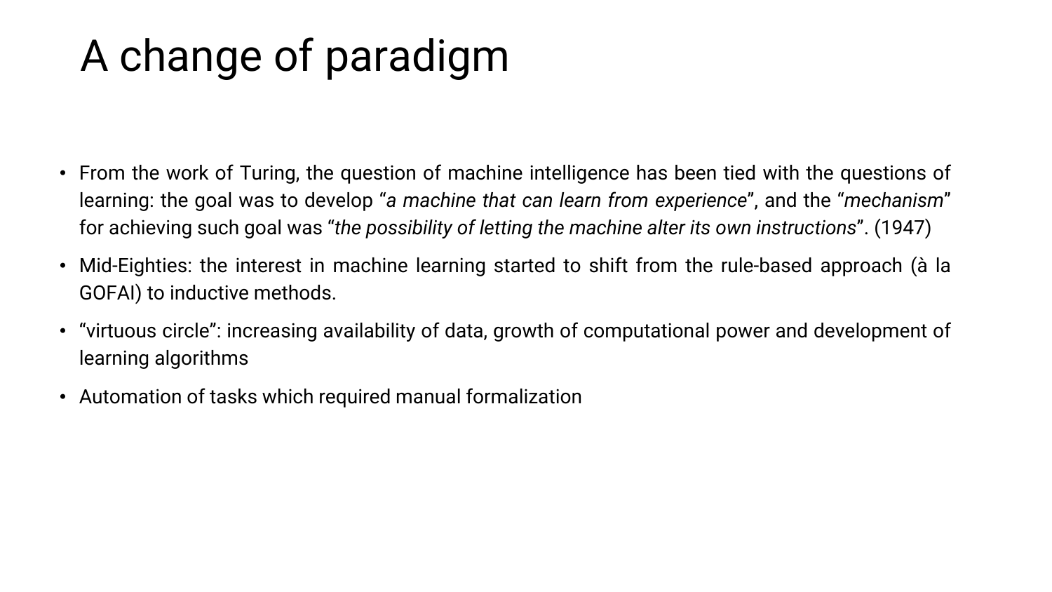# A change of paradigm

- From the work of Turing, the question of machine intelligence has been tied with the questions of learning: the goal was to develop “*a machine that can learn from experience*”, and the “*mechanism*” for achieving such goal was “*the possibility of letting the machine alter its own instructions*”. (1947)
- Mid-Eighties: the interest in machine learning started to shift from the rule-based approach (à la GOFAI) to inductive methods.
- “virtuous circle”: increasing availability of data, growth of computational power and development of learning algorithms
- Automation of tasks which required manual formalization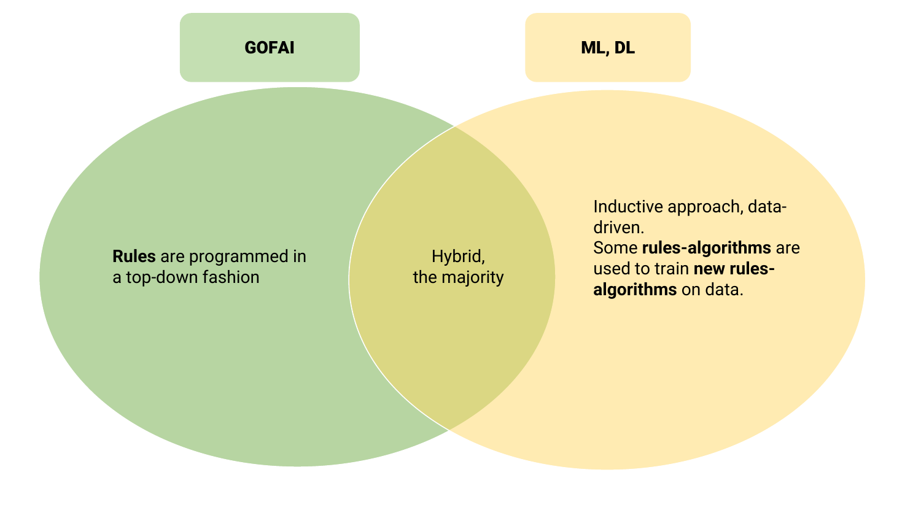**GOFAI**

**ML, DL**

**Rules** are programmed in a top-down fashion

Hybrid, the majority

Inductive approach, data-driven.
Some **rules-algorithms** are used to train **new rules-algorithms** on data.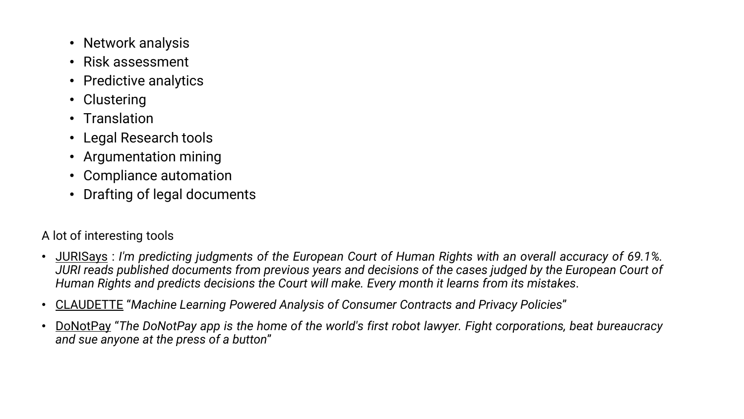- Network analysis
- Risk assessment
- Predictive analytics
- Clustering
- Translation
- Legal Research tools
- Argumentation mining
- Compliance automation
- Drafting of legal documents

A lot of interesting tools

- JURISays : *I'm predicting judgments of the European Court of Human Rights with an overall accuracy of 69.1%. JURI reads published documents from previous years and decisions of the cases judged by the European Court of Human Rights and predicts decisions the Court will make. Every month it learns from its mistakes*.
- CLAUDETTE "*Machine Learning Powered Analysis of Consumer Contracts and Privacy Policies*"
- DoNotPay "*The DoNotPay app is the home of the world's first robot lawyer. Fight corporations, beat bureaucracy and sue anyone at the press of a button*"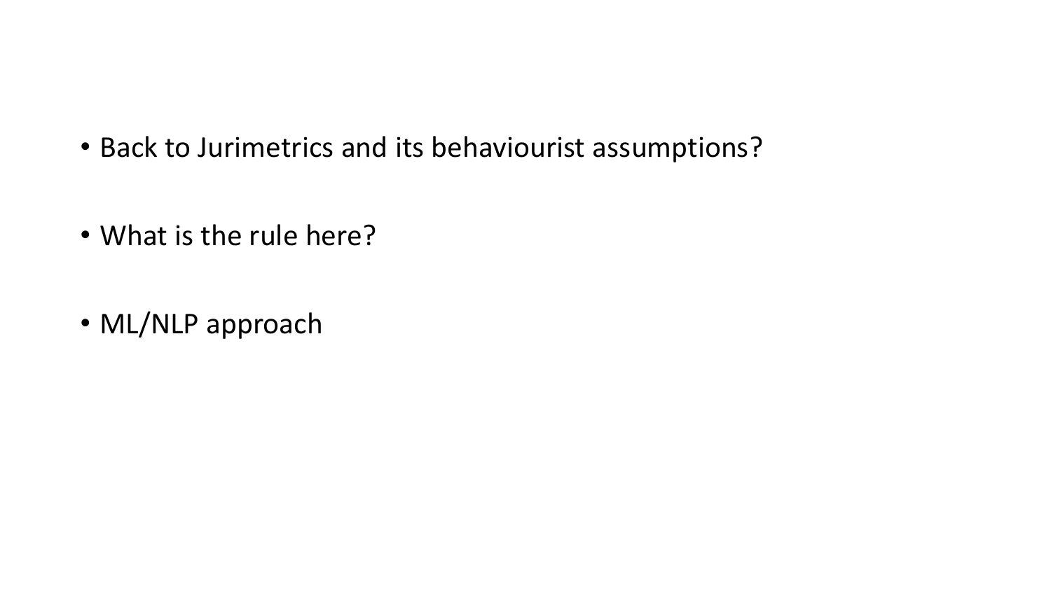- Back to Jurimetrics and its behaviourist assumptions?

- What is the rule here?

- ML/NLP approach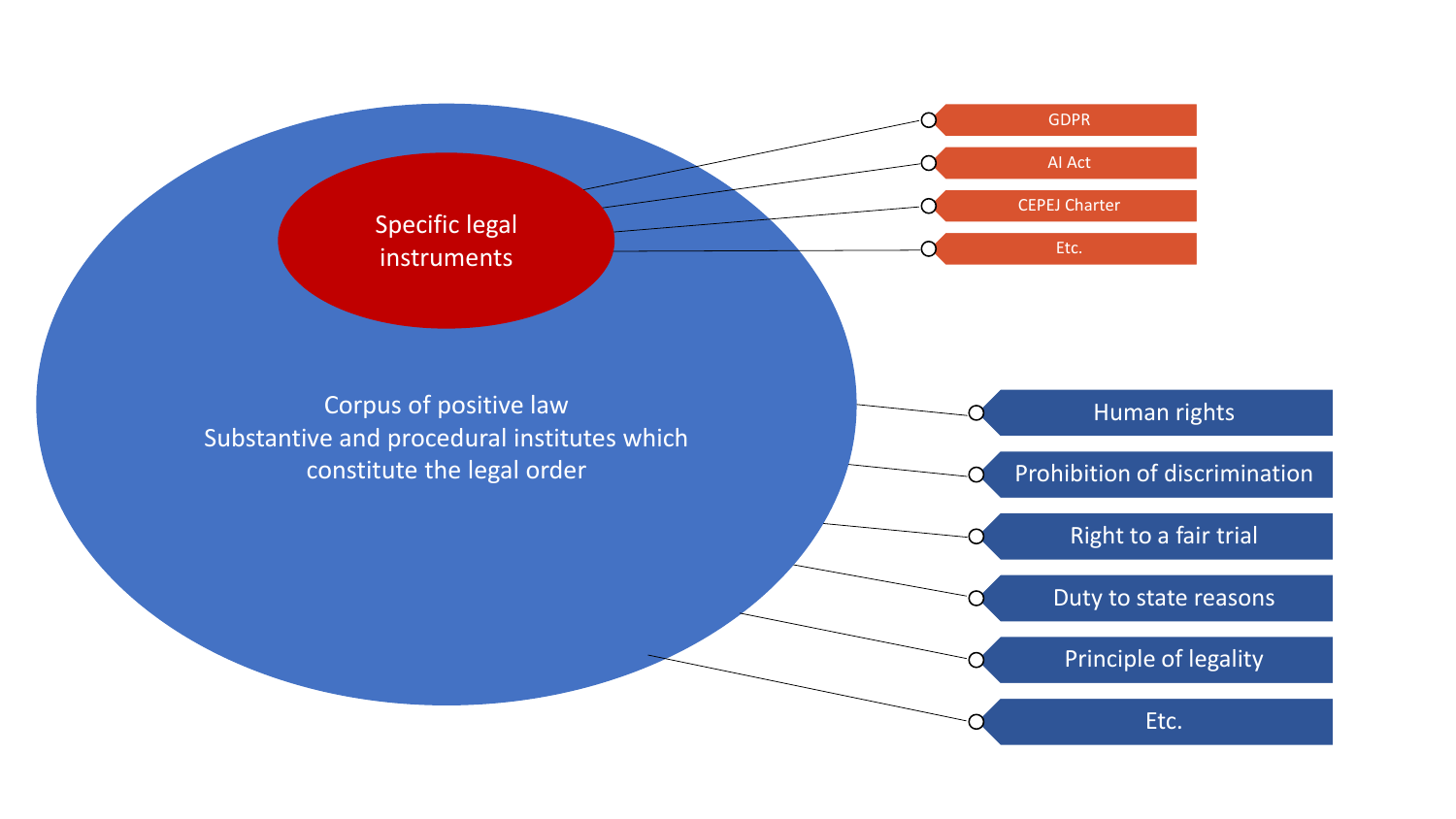Specific legal instruments

- GDPR
- AI Act
- CEPEJ Charter
- Etc.

Corpus of positive law
Substantive and procedural institutes which constitute the legal order

- Human rights
- Prohibition of discrimination
- Right to a fair trial
- Duty to state reasons
- Principle of legality
- Etc.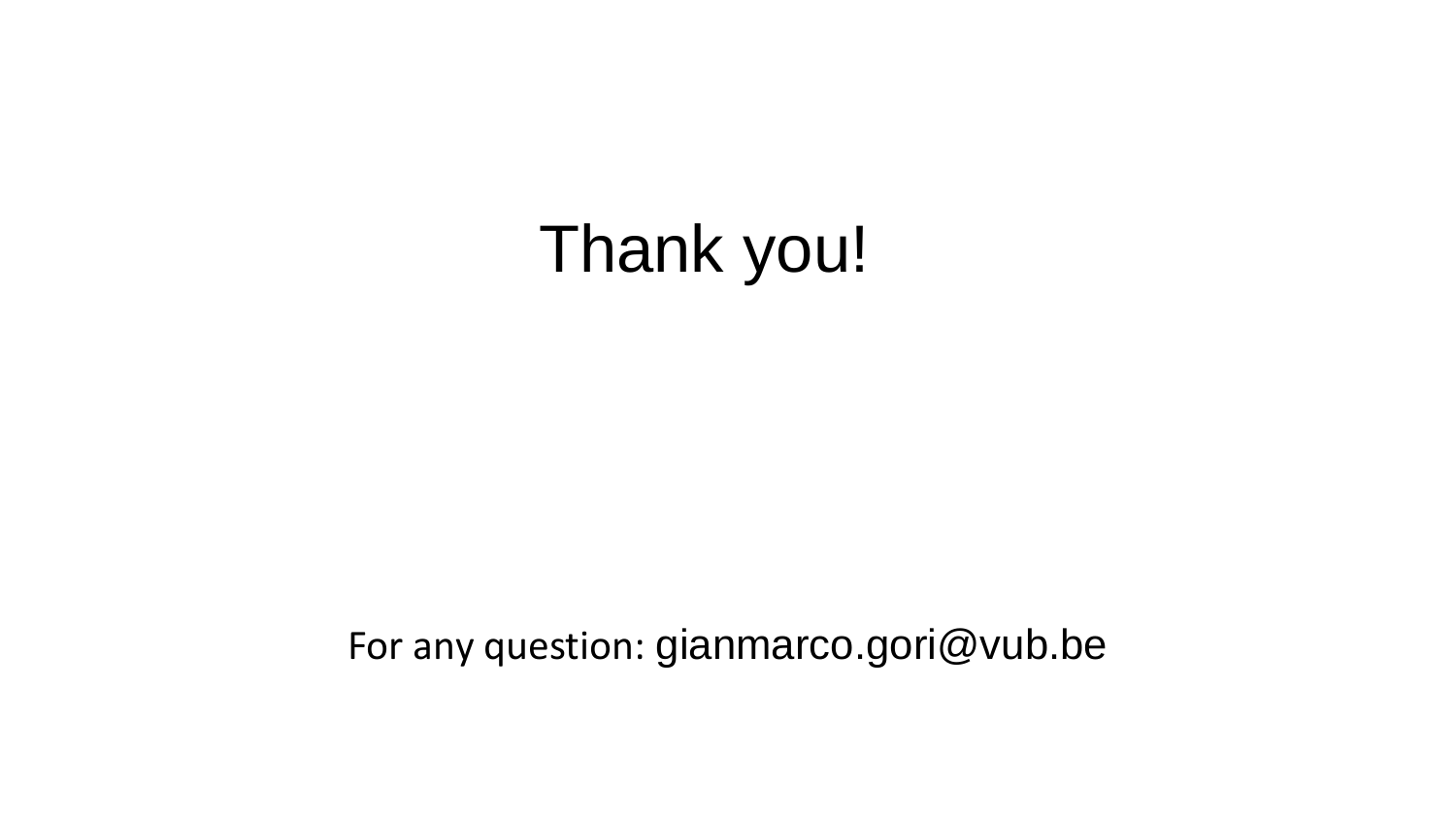# Thank you!

For any question: gianmarco.gori@vub.be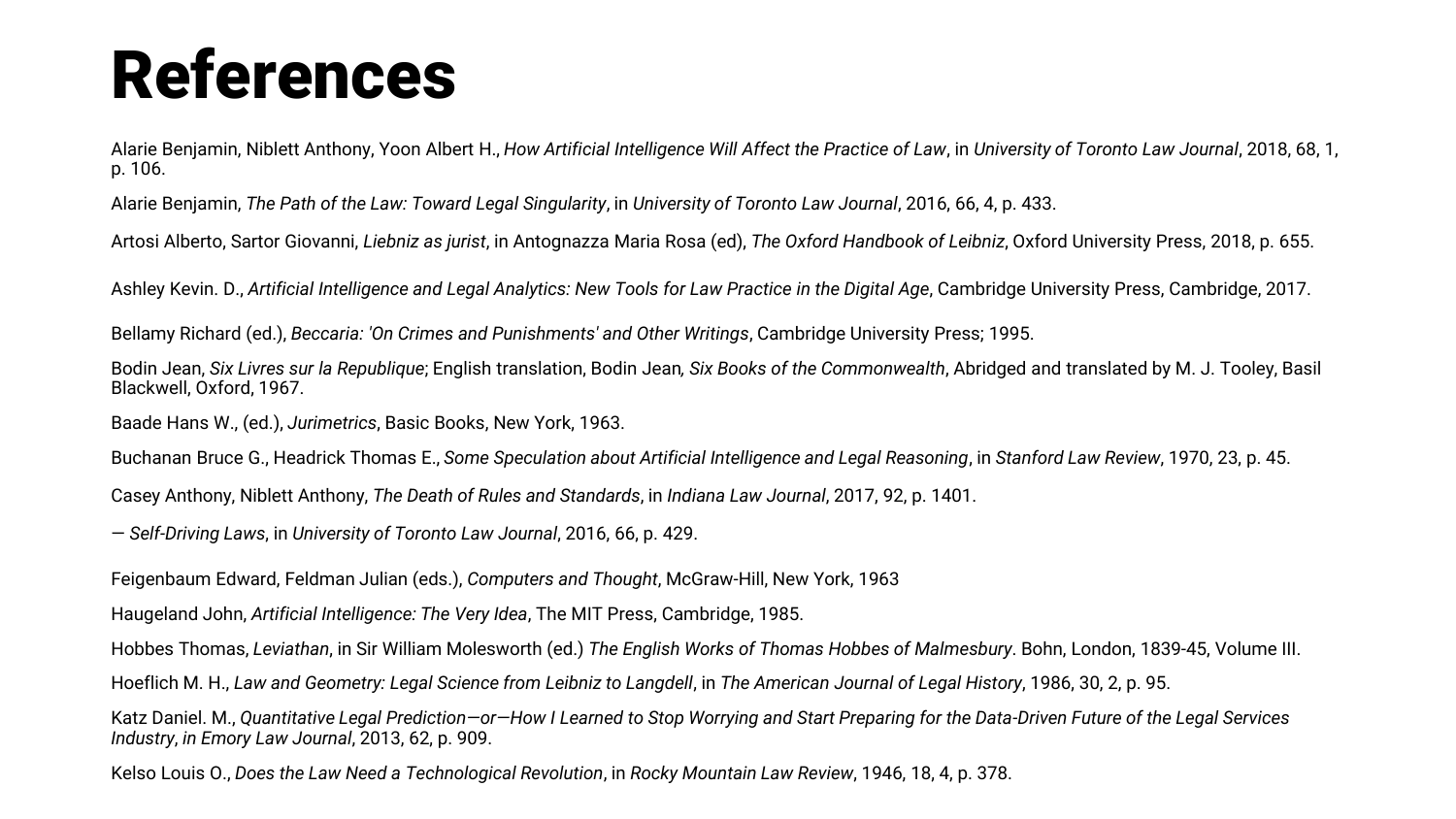# References

Alarie Benjamin, Niblett Anthony, Yoon Albert H., *How Artificial Intelligence Will Affect the Practice of Law*, in *University of Toronto Law Journal*, 2018, 68, 1, p. 106.

Alarie Benjamin, *The Path of the Law: Toward Legal Singularity*, in *University of Toronto Law Journal*, 2016, 66, 4, p. 433.

Artosi Alberto, Sartor Giovanni, *Liebniz as jurist*, in Antognazza Maria Rosa (ed), *The Oxford Handbook of Leibniz*, Oxford University Press, 2018, p. 655.

Ashley Kevin. D., *Artificial Intelligence and Legal Analytics: New Tools for Law Practice in the Digital Age*, Cambridge University Press, Cambridge, 2017.

Bellamy Richard (ed.), *Beccaria: 'On Crimes and Punishments' and Other Writings*, Cambridge University Press; 1995.

Bodin Jean, *Six Livres sur la Republique*; English translation, Bodin Jean*, Six Books of the Commonwealth*, Abridged and translated by M. J. Tooley, Basil Blackwell, Oxford, 1967.

Baade Hans W., (ed.), *Jurimetrics*, Basic Books, New York, 1963.

Buchanan Bruce G., Headrick Thomas E., *Some Speculation about Artificial Intelligence and Legal Reasoning*, in *Stanford Law Review*, 1970, 23, p. 45.

Casey Anthony, Niblett Anthony, *The Death of Rules and Standards*, in *Indiana Law Journal*, 2017, 92, p. 1401.

— *Self-Driving Laws*, in *University of Toronto Law Journal*, 2016, 66, p. 429.

Feigenbaum Edward, Feldman Julian (eds.), *Computers and Thought*, McGraw-Hill, New York, 1963

Haugeland John, *Artificial Intelligence: The Very Idea*, The MIT Press, Cambridge, 1985.

Hobbes Thomas, *Leviathan*, in Sir William Molesworth (ed.) *The English Works of Thomas Hobbes of Malmesbury*. Bohn, London, 1839-45, Volume III.

Hoeflich M. H., *Law and Geometry: Legal Science from Leibniz to Langdell*, in *The American Journal of Legal History*, 1986, 30, 2, p. 95.

Katz Daniel. M., *Quantitative Legal Prediction—or—How I Learned to Stop Worrying and Start Preparing for the Data-Driven Future of the Legal Services Industry, in Emory Law Journal*, 2013, 62, p. 909.

Kelso Louis O., *Does the Law Need a Technological Revolution*, in *Rocky Mountain Law Review*, 1946, 18, 4, p. 378.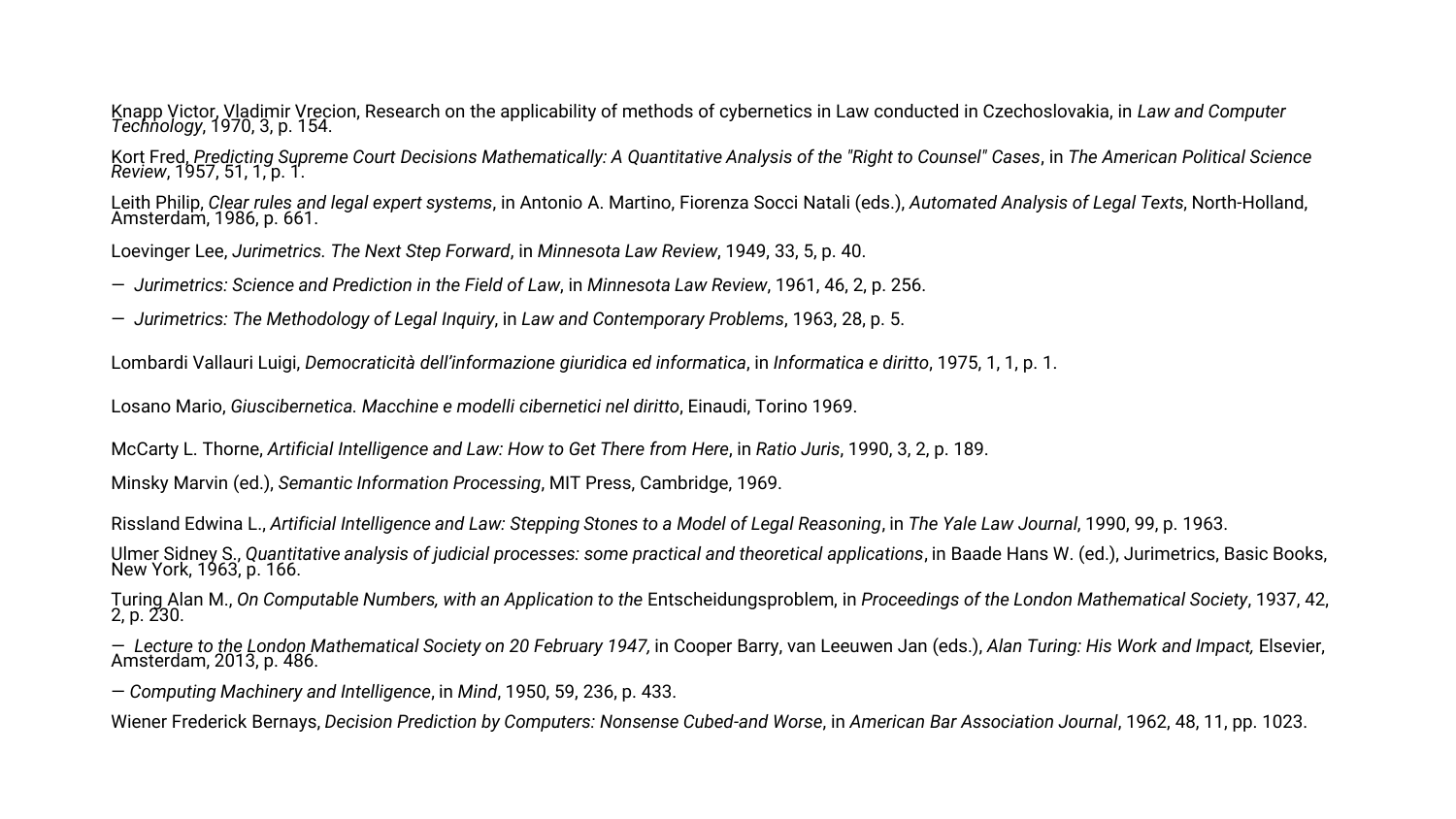Knapp Victor, Vladimir Vrecion, Research on the applicability of methods of cybernetics in Law conducted in Czechoslovakia, in *Law and Computer Technology*, 1970, 3, p. 154.

Kort Fred, *Predicting Supreme Court Decisions Mathematically: A Quantitative Analysis of the "Right to Counsel" Cases*, in *The American Political Science Review*, 1957, 51, 1, p. 1.

Leith Philip, *Clear rules and legal expert systems*, in Antonio A. Martino, Fiorenza Socci Natali (eds.), *Automated Analysis of Legal Texts*, North-Holland, Amsterdam, 1986, p. 661.

Loevinger Lee, *Jurimetrics. The Next Step Forward*, in *Minnesota Law Review*, 1949, 33, 5, p. 40.

— *Jurimetrics: Science and Prediction in the Field of Law*, in *Minnesota Law Review*, 1961, 46, 2, p. 256.

— *Jurimetrics: The Methodology of Legal Inquiry*, in *Law and Contemporary Problems*, 1963, 28, p. 5.

Lombardi Vallauri Luigi, *Democraticità dell'informazione giuridica ed informatica*, in *Informatica e diritto*, 1975, 1, 1, p. 1.

Losano Mario, *Giuscibernetica. Macchine e modelli cibernetici nel diritto*, Einaudi, Torino 1969.

McCarty L. Thorne, *Artificial Intelligence and Law: How to Get There from Here*, in *Ratio Juris*, 1990, 3, 2, p. 189.

Minsky Marvin (ed.), *Semantic Information Processing*, MIT Press, Cambridge, 1969.

Rissland Edwina L., *Artificial Intelligence and Law: Stepping Stones to a Model of Legal Reasoning*, in *The Yale Law Journal*, 1990, 99, p. 1963.

Ulmer Sidney S., *Quantitative analysis of judicial processes: some practical and theoretical applications*, in Baade Hans W. (ed.), Jurimetrics, Basic Books, New York, 1963, p. 166.

Turing Alan M., *On Computable Numbers, with an Application to the* Entscheidungsproblem, in *Proceedings of the London Mathematical Society*, 1937, 42, 2, p. 230.

— *Lecture to the London Mathematical Society on 20 February 1947,* in Cooper Barry, van Leeuwen Jan (eds.), *Alan Turing: His Work and Impact,* Elsevier, Amsterdam, 2013, p. 486.

— *Computing Machinery and Intelligence*, in *Mind*, 1950, 59, 236, p. 433.

Wiener Frederick Bernays, *Decision Prediction by Computers: Nonsense Cubed-and Worse*, in *American Bar Association Journal*, 1962, 48, 11, pp. 1023.